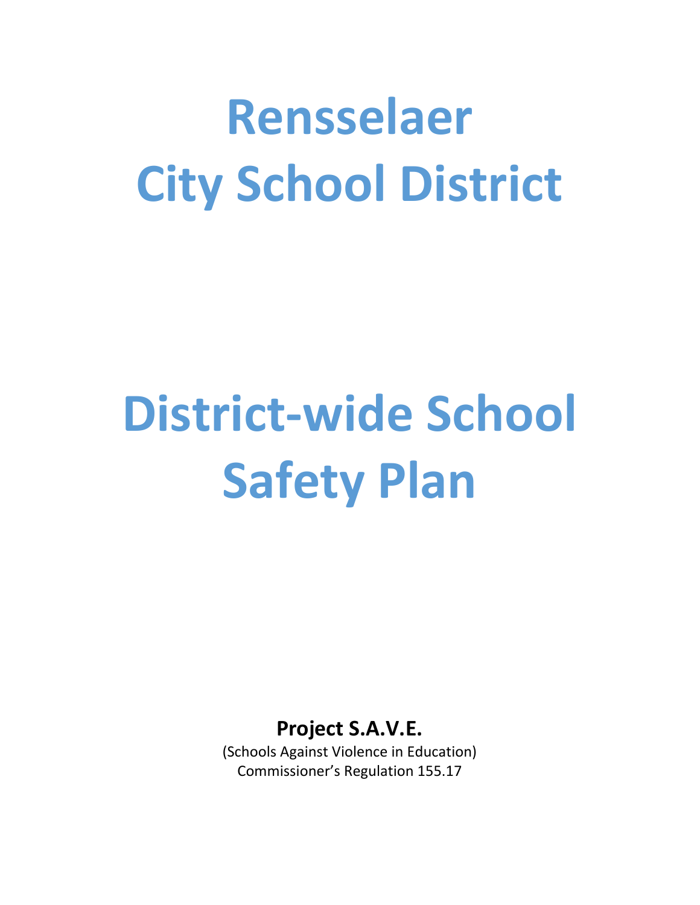# Rensselaer City School District

# District-wide School Safety Plan

**Project S.A.V.E.**

(Schools Against Violence in Education)

Commissioner's Regulation 155.17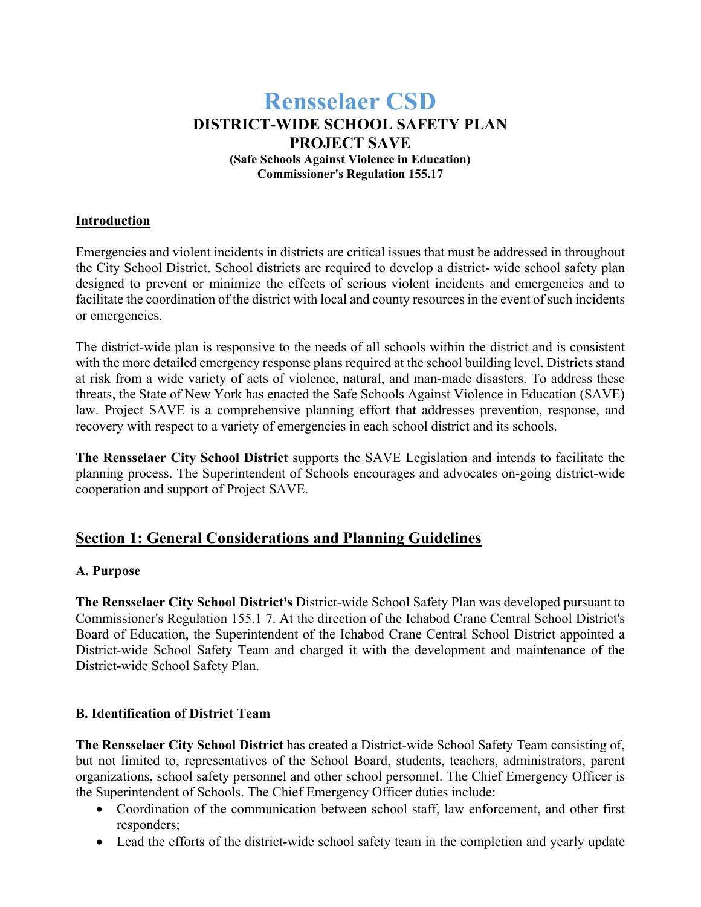# Rensselaer CSD

## DISTRICT-WIDE SCHOOL SAFETY PLAN

## PROJECT SAVE

**(Safe Schools Against Violence in Education)**

**Commissioner's Regulation 155.17**

### Introduction

Emergencies and violent incidents in districts are critical issues that must be addressed in throughout the City School District. School districts are required to develop a district- wide school safety plan designed to prevent or minimize the effects of serious violent incidents and emergencies and to facilitate the coordination of the district with local and county resources in the event of such incidents or emergencies.

The district-wide plan is responsive to the needs of all schools within the district and is consistent with the more detailed emergency response plans required at the school building level. Districts stand at risk from a wide variety of acts of violence, natural, and man-made disasters. To address these threats, the State of New York has enacted the Safe Schools Against Violence in Education (SAVE) law. Project SAVE is a comprehensive planning effort that addresses prevention, response, and recovery with respect to a variety of emergencies in each school district and its schools.

**The Rensselaer City School District** supports the SAVE Legislation and intends to facilitate the planning process. The Superintendent of Schools encourages and advocates on-going district-wide cooperation and support of Project SAVE.

## Section 1: General Considerations and Planning Guidelines

### A. Purpose

**The Rensselaer City School District's** District-wide School Safety Plan was developed pursuant to Commissioner's Regulation 155.1 7. At the direction of the Ichabod Crane Central School District's Board of Education, the Superintendent of the Ichabod Crane Central School District appointed a District-wide School Safety Team and charged it with the development and maintenance of the District-wide School Safety Plan.

### B. Identification of District Team

**The Rensselaer City School District** has created a District-wide School Safety Team consisting of, but not limited to, representatives of the School Board, students, teachers, administrators, parent organizations, school safety personnel and other school personnel. The Chief Emergency Officer is the Superintendent of Schools. The Chief Emergency Officer duties include:

- Coordination of the communication between school staff, law enforcement, and other first responders;
- Lead the efforts of the district-wide school safety team in the completion and yearly update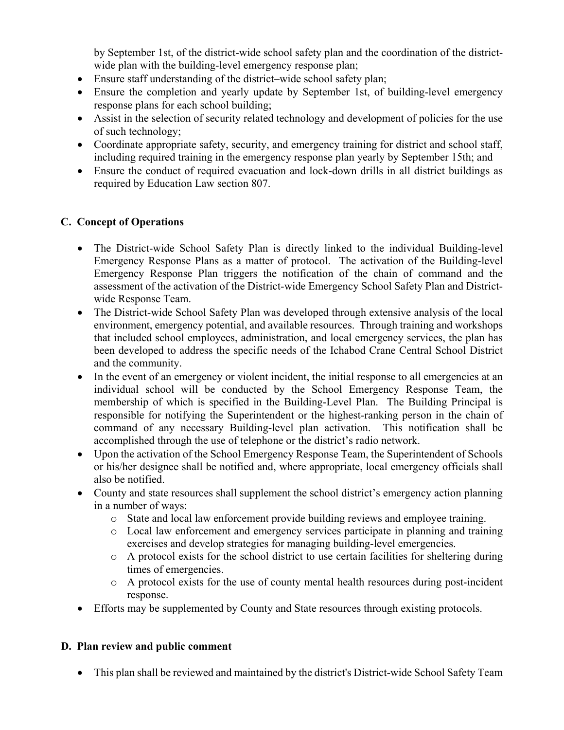by September 1st, of the district-wide school safety plan and the coordination of the district-wide plan with the building-level emergency response plan;

- Ensure staff understanding of the district–wide school safety plan;
- Ensure the completion and yearly update by September 1st, of building-level emergency response plans for each school building;
- Assist in the selection of security related technology and development of policies for the use of such technology;
- Coordinate appropriate safety, security, and emergency training for district and school staff, including required training in the emergency response plan yearly by September 15th; and
- Ensure the conduct of required evacuation and lock-down drills in all district buildings as required by Education Law section 807.

## C. Concept of Operations

- The District-wide School Safety Plan is directly linked to the individual Building-level Emergency Response Plans as a matter of protocol. The activation of the Building-level Emergency Response Plan triggers the notification of the chain of command and the assessment of the activation of the District-wide Emergency School Safety Plan and District-wide Response Team.
- The District-wide School Safety Plan was developed through extensive analysis of the local environment, emergency potential, and available resources. Through training and workshops that included school employees, administration, and local emergency services, the plan has been developed to address the specific needs of the Ichabod Crane Central School District and the community.
- In the event of an emergency or violent incident, the initial response to all emergencies at an individual school will be conducted by the School Emergency Response Team, the membership of which is specified in the Building-Level Plan. The Building Principal is responsible for notifying the Superintendent or the highest-ranking person in the chain of command of any necessary Building-level plan activation. This notification shall be accomplished through the use of telephone or the district's radio network.
- Upon the activation of the School Emergency Response Team, the Superintendent of Schools or his/her designee shall be notified and, where appropriate, local emergency officials shall also be notified.
- County and state resources shall supplement the school district's emergency action planning in a number of ways:
  - State and local law enforcement provide building reviews and employee training.
  - Local law enforcement and emergency services participate in planning and training exercises and develop strategies for managing building-level emergencies.
  - A protocol exists for the school district to use certain facilities for sheltering during times of emergencies.
  - A protocol exists for the use of county mental health resources during post-incident response.
- Efforts may be supplemented by County and State resources through existing protocols.

## D. Plan review and public comment

- This plan shall be reviewed and maintained by the district's District-wide School Safety Team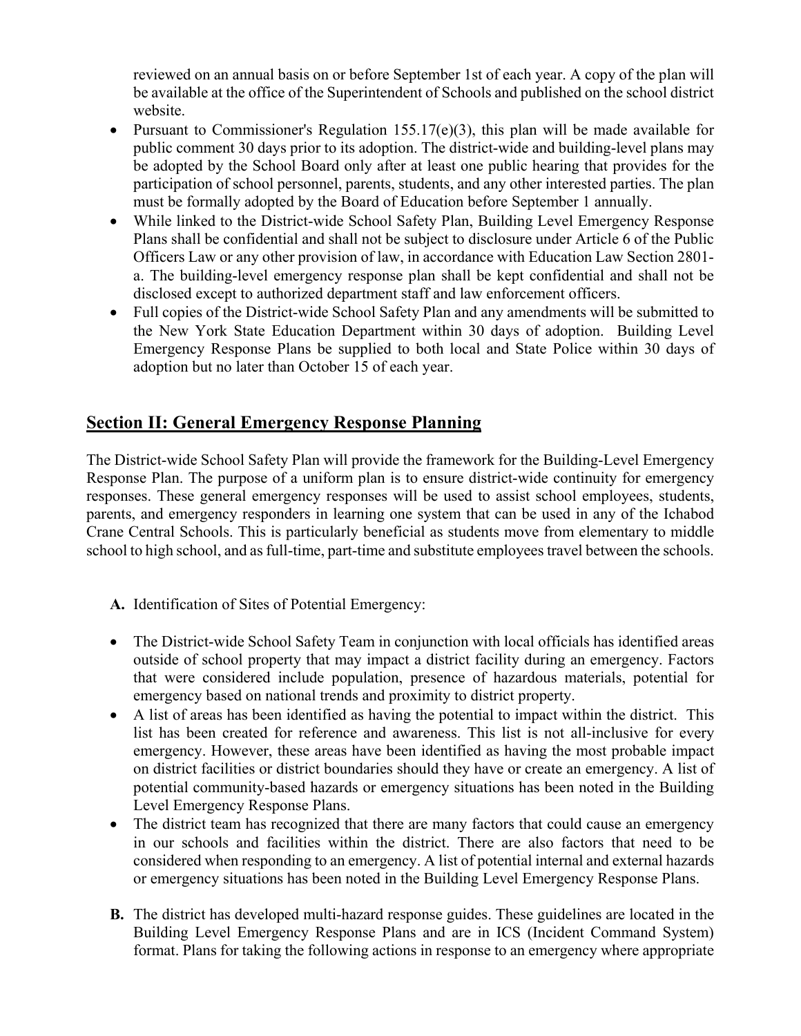reviewed on an annual basis on or before September 1st of each year. A copy of the plan will be available at the office of the Superintendent of Schools and published on the school district website.

- Pursuant to Commissioner's Regulation 155.17(e)(3), this plan will be made available for public comment 30 days prior to its adoption. The district-wide and building-level plans may be adopted by the School Board only after at least one public hearing that provides for the participation of school personnel, parents, students, and any other interested parties. The plan must be formally adopted by the Board of Education before September 1 annually.
- While linked to the District-wide School Safety Plan, Building Level Emergency Response Plans shall be confidential and shall not be subject to disclosure under Article 6 of the Public Officers Law or any other provision of law, in accordance with Education Law Section 2801-a. The building-level emergency response plan shall be kept confidential and shall not be disclosed except to authorized department staff and law enforcement officers.
- Full copies of the District-wide School Safety Plan and any amendments will be submitted to the New York State Education Department within 30 days of adoption. Building Level Emergency Response Plans be supplied to both local and State Police within 30 days of adoption but no later than October 15 of each year.

## Section II: General Emergency Response Planning

The District-wide School Safety Plan will provide the framework for the Building-Level Emergency Response Plan. The purpose of a uniform plan is to ensure district-wide continuity for emergency responses. These general emergency responses will be used to assist school employees, students, parents, and emergency responders in learning one system that can be used in any of the Ichabod Crane Central Schools. This is particularly beneficial as students move from elementary to middle school to high school, and as full-time, part-time and substitute employees travel between the schools.

**A.** Identification of Sites of Potential Emergency:

- The District-wide School Safety Team in conjunction with local officials has identified areas outside of school property that may impact a district facility during an emergency. Factors that were considered include population, presence of hazardous materials, potential for emergency based on national trends and proximity to district property.
- A list of areas has been identified as having the potential to impact within the district. This list has been created for reference and awareness. This list is not all-inclusive for every emergency. However, these areas have been identified as having the most probable impact on district facilities or district boundaries should they have or create an emergency. A list of potential community-based hazards or emergency situations has been noted in the Building Level Emergency Response Plans.
- The district team has recognized that there are many factors that could cause an emergency in our schools and facilities within the district. There are also factors that need to be considered when responding to an emergency. A list of potential internal and external hazards or emergency situations has been noted in the Building Level Emergency Response Plans.

**B.** The district has developed multi-hazard response guides. These guidelines are located in the Building Level Emergency Response Plans and are in ICS (Incident Command System) format. Plans for taking the following actions in response to an emergency where appropriate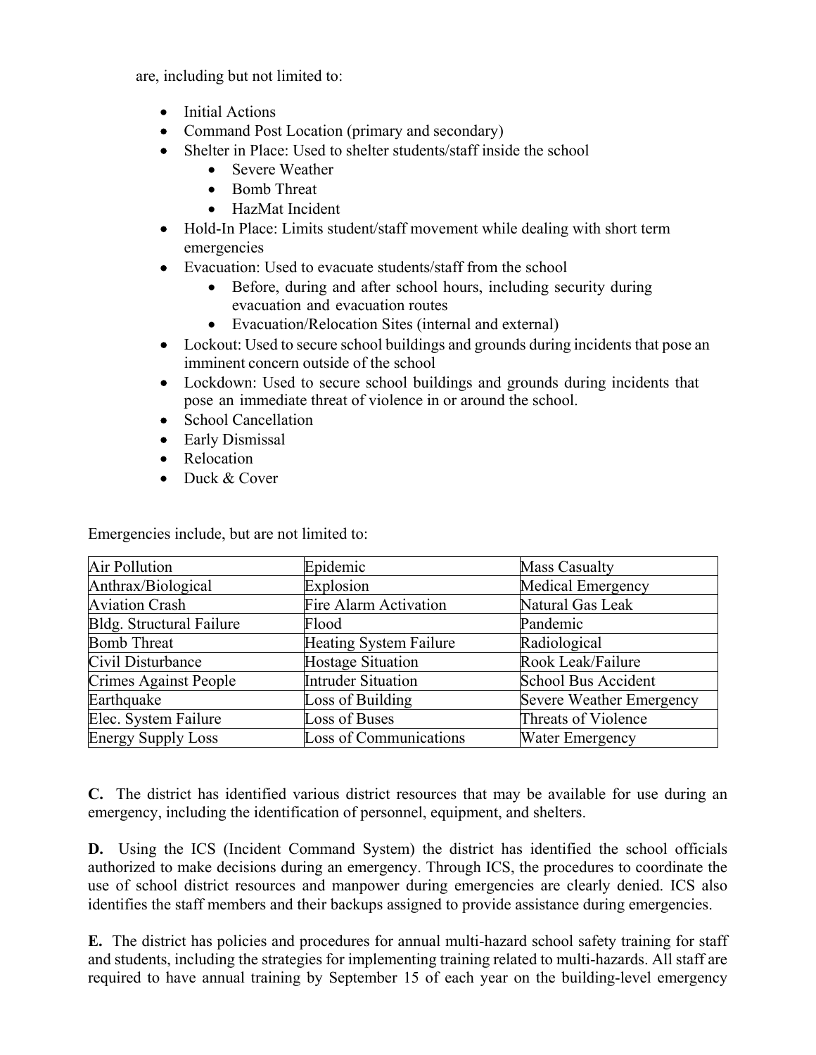are, including but not limited to:

- Initial Actions
- Command Post Location (primary and secondary)
- Shelter in Place: Used to shelter students/staff inside the school
    - Severe Weather
    - Bomb Threat
    - HazMat Incident
- Hold-In Place: Limits student/staff movement while dealing with short term emergencies
- Evacuation: Used to evacuate students/staff from the school
    - Before, during and after school hours, including security during evacuation and evacuation routes
    - Evacuation/Relocation Sites (internal and external)
- Lockout: Used to secure school buildings and grounds during incidents that pose an imminent concern outside of the school
- Lockdown: Used to secure school buildings and grounds during incidents that pose an immediate threat of violence in or around the school.
- School Cancellation
- Early Dismissal
- Relocation
- Duck & Cover

Emergencies include, but are not limited to:

| | | |
|---|---|---|
| Air Pollution | Epidemic | Mass Casualty |
| Anthrax/Biological | Explosion | Medical Emergency |
| Aviation Crash | Fire Alarm Activation | Natural Gas Leak |
| Bldg. Structural Failure | Flood | Pandemic |
| Bomb Threat | Heating System Failure | Radiological |
| Civil Disturbance | Hostage Situation | Rook Leak/Failure |
| Crimes Against People | Intruder Situation | School Bus Accident |
| Earthquake | Loss of Building | Severe Weather Emergency |
| Elec. System Failure | Loss of Buses | Threats of Violence |
| Energy Supply Loss | Loss of Communications | Water Emergency |

**C.** The district has identified various district resources that may be available for use during an emergency, including the identification of personnel, equipment, and shelters.

**D.** Using the ICS (Incident Command System) the district has identified the school officials authorized to make decisions during an emergency. Through ICS, the procedures to coordinate the use of school district resources and manpower during emergencies are clearly denied. ICS also identifies the staff members and their backups assigned to provide assistance during emergencies.

**E.** The district has policies and procedures for annual multi-hazard school safety training for staff and students, including the strategies for implementing training related to multi-hazards. All staff are required to have annual training by September 15 of each year on the building-level emergency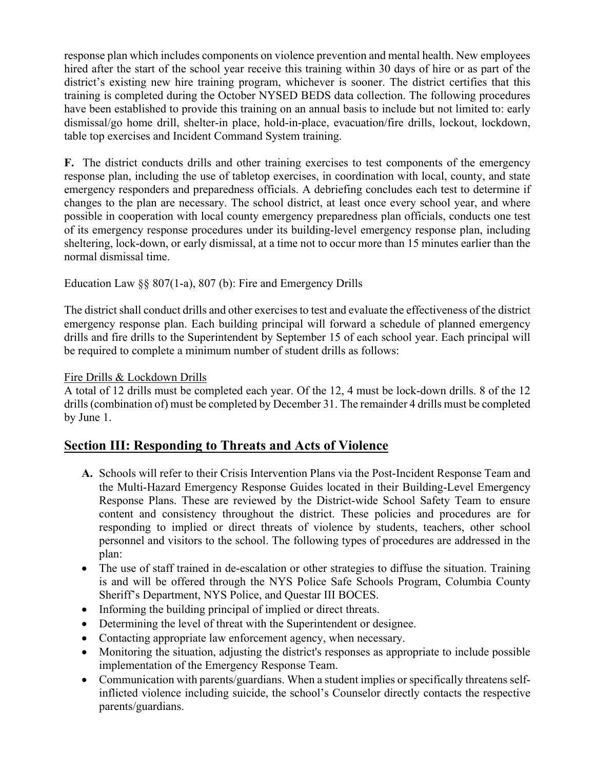response plan which includes components on violence prevention and mental health. New employees hired after the start of the school year receive this training within 30 days of hire or as part of the district's existing new hire training program, whichever is sooner. The district certifies that this training is completed during the October NYSED BEDS data collection. The following procedures have been established to provide this training on an annual basis to include but not limited to: early dismissal/go home drill, shelter-in place, hold-in-place, evacuation/fire drills, lockout, lockdown, table top exercises and Incident Command System training.

**F.** The district conducts drills and other training exercises to test components of the emergency response plan, including the use of tabletop exercises, in coordination with local, county, and state emergency responders and preparedness officials. A debriefing concludes each test to determine if changes to the plan are necessary. The school district, at least once every school year, and where possible in cooperation with local county emergency preparedness plan officials, conducts one test of its emergency response procedures under its building-level emergency response plan, including sheltering, lock-down, or early dismissal, at a time not to occur more than 15 minutes earlier than the normal dismissal time.

Education Law §§ 807(1-a), 807 (b): Fire and Emergency Drills

The district shall conduct drills and other exercises to test and evaluate the effectiveness of the district emergency response plan. Each building principal will forward a schedule of planned emergency drills and fire drills to the Superintendent by September 15 of each school year. Each principal will be required to complete a minimum number of student drills as follows:

<u>Fire Drills & Lockdown Drills</u>
A total of 12 drills must be completed each year. Of the 12, 4 must be lock-down drills. 8 of the 12 drills (combination of) must be completed by December 31. The remainder 4 drills must be completed by June 1.

## Section III: Responding to Threats and Acts of Violence

- **A.** Schools will refer to their Crisis Intervention Plans via the Post-Incident Response Team and the Multi-Hazard Emergency Response Guides located in their Building-Level Emergency Response Plans. These are reviewed by the District-wide School Safety Team to ensure content and consistency throughout the district. These policies and procedures are for responding to implied or direct threats of violence by students, teachers, other school personnel and visitors to the school. The following types of procedures are addressed in the plan:
- The use of staff trained in de-escalation or other strategies to diffuse the situation. Training is and will be offered through the NYS Police Safe Schools Program, Columbia County Sheriff's Department, NYS Police, and Questar III BOCES.
- Informing the building principal of implied or direct threats.
- Determining the level of threat with the Superintendent or designee.
- Contacting appropriate law enforcement agency, when necessary.
- Monitoring the situation, adjusting the district's responses as appropriate to include possible implementation of the Emergency Response Team.
- Communication with parents/guardians. When a student implies or specifically threatens self-inflicted violence including suicide, the school's Counselor directly contacts the respective parents/guardians.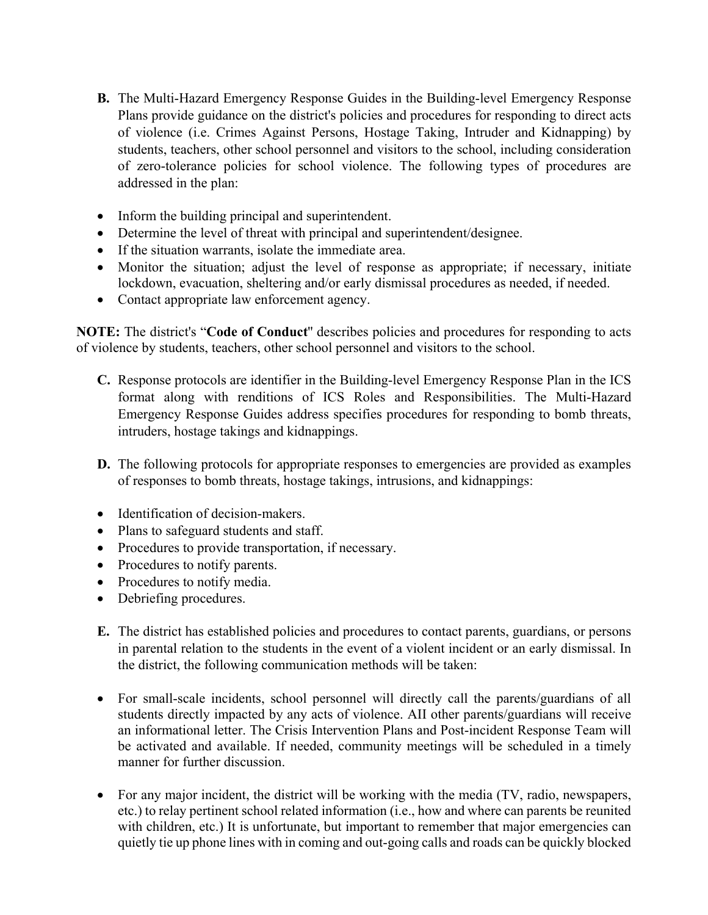**B.** The Multi-Hazard Emergency Response Guides in the Building-level Emergency Response Plans provide guidance on the district's policies and procedures for responding to direct acts of violence (i.e. Crimes Against Persons, Hostage Taking, Intruder and Kidnapping) by students, teachers, other school personnel and visitors to the school, including consideration of zero-tolerance policies for school violence. The following types of procedures are addressed in the plan:

- Inform the building principal and superintendent.
- Determine the level of threat with principal and superintendent/designee.
- If the situation warrants, isolate the immediate area.
- Monitor the situation; adjust the level of response as appropriate; if necessary, initiate lockdown, evacuation, sheltering and/or early dismissal procedures as needed, if needed.
- Contact appropriate law enforcement agency.

**NOTE:** The district's "**Code of Conduct**" describes policies and procedures for responding to acts of violence by students, teachers, other school personnel and visitors to the school.

**C.** Response protocols are identifier in the Building-level Emergency Response Plan in the ICS format along with renditions of ICS Roles and Responsibilities. The Multi-Hazard Emergency Response Guides address specifies procedures for responding to bomb threats, intruders, hostage takings and kidnappings.

**D.** The following protocols for appropriate responses to emergencies are provided as examples of responses to bomb threats, hostage takings, intrusions, and kidnappings:

- Identification of decision-makers.
- Plans to safeguard students and staff.
- Procedures to provide transportation, if necessary.
- Procedures to notify parents.
- Procedures to notify media.
- Debriefing procedures.

**E.** The district has established policies and procedures to contact parents, guardians, or persons in parental relation to the students in the event of a violent incident or an early dismissal. In the district, the following communication methods will be taken:

- For small-scale incidents, school personnel will directly call the parents/guardians of all students directly impacted by any acts of violence. AII other parents/guardians will receive an informational letter. The Crisis Intervention Plans and Post-incident Response Team will be activated and available. If needed, community meetings will be scheduled in a timely manner for further discussion.

- For any major incident, the district will be working with the media (TV, radio, newspapers, etc.) to relay pertinent school related information (i.e., how and where can parents be reunited with children, etc.) It is unfortunate, but important to remember that major emergencies can quietly tie up phone lines with in coming and out-going calls and roads can be quickly blocked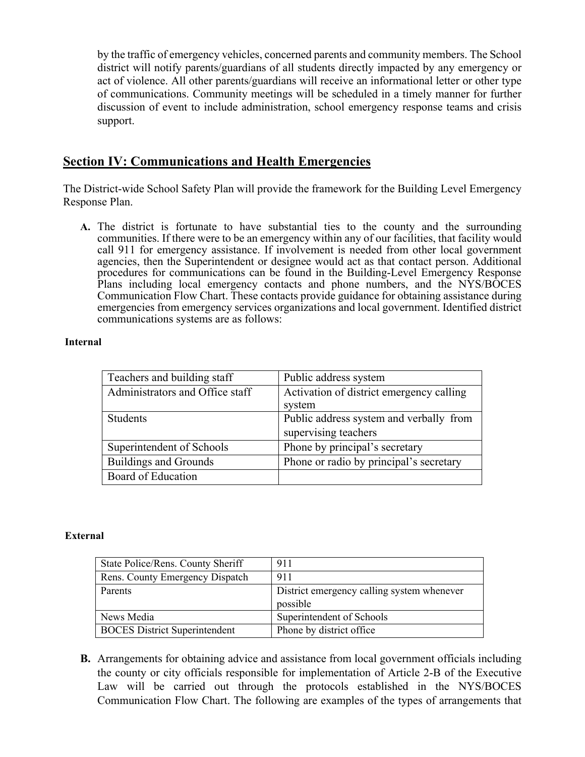by the traffic of emergency vehicles, concerned parents and community members. The School district will notify parents/guardians of all students directly impacted by any emergency or act of violence. All other parents/guardians will receive an informational letter or other type of communications. Community meetings will be scheduled in a timely manner for further discussion of event to include administration, school emergency response teams and crisis support.

## Section IV: Communications and Health Emergencies

The District-wide School Safety Plan will provide the framework for the Building Level Emergency Response Plan.

**A.** The district is fortunate to have substantial ties to the county and the surrounding communities. If there were to be an emergency within any of our facilities, that facility would call 911 for emergency assistance. If involvement is needed from other local government agencies, then the Superintendent or designee would act as that contact person. Additional procedures for communications can be found in the Building-Level Emergency Response Plans including local emergency contacts and phone numbers, and the NYS/BOCES Communication Flow Chart. These contacts provide guidance for obtaining assistance during emergencies from emergency services organizations and local government. Identified district communications systems are as follows:

**Internal**

| | |
|---|---|
| Teachers and building staff | Public address system |
| Administrators and Office staff | Activation of district emergency calling system |
| Students | Public address system and verbally from supervising teachers |
| Superintendent of Schools | Phone by principal's secretary |
| Buildings and Grounds | Phone or radio by principal's secretary |
| Board of Education | |

**External**

| | |
|---|---|
| State Police/Rens. County Sheriff | 911 |
| Rens. County Emergency Dispatch | 911 |
| Parents | District emergency calling system whenever possible |
| News Media | Superintendent of Schools |
| BOCES District Superintendent | Phone by district office |

**B.** Arrangements for obtaining advice and assistance from local government officials including the county or city officials responsible for implementation of Article 2-B of the Executive Law will be carried out through the protocols established in the NYS/BOCES Communication Flow Chart. The following are examples of the types of arrangements that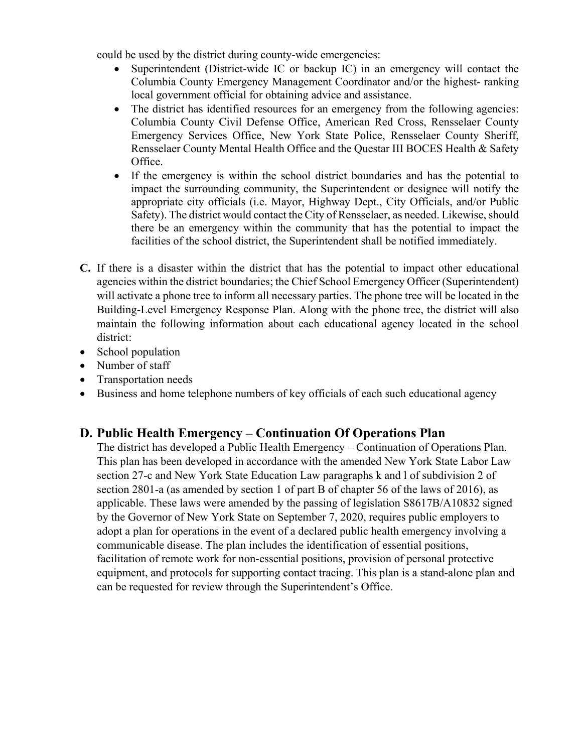could be used by the district during county-wide emergencies:

- Superintendent (District-wide IC or backup IC) in an emergency will contact the Columbia County Emergency Management Coordinator and/or the highest- ranking local government official for obtaining advice and assistance.
- The district has identified resources for an emergency from the following agencies: Columbia County Civil Defense Office, American Red Cross, Rensselaer County Emergency Services Office, New York State Police, Rensselaer County Sheriff, Rensselaer County Mental Health Office and the Questar III BOCES Health & Safety Office.
- If the emergency is within the school district boundaries and has the potential to impact the surrounding community, the Superintendent or designee will notify the appropriate city officials (i.e. Mayor, Highway Dept., City Officials, and/or Public Safety). The district would contact the City of Rensselaer, as needed. Likewise, should there be an emergency within the community that has the potential to impact the facilities of the school district, the Superintendent shall be notified immediately.

**C.** If there is a disaster within the district that has the potential to impact other educational agencies within the district boundaries; the Chief School Emergency Officer (Superintendent) will activate a phone tree to inform all necessary parties. The phone tree will be located in the Building-Level Emergency Response Plan. Along with the phone tree, the district will also maintain the following information about each educational agency located in the school district:

- School population
- Number of staff
- Transportation needs
- Business and home telephone numbers of key officials of each such educational agency

## D. Public Health Emergency – Continuation Of Operations Plan

The district has developed a Public Health Emergency – Continuation of Operations Plan. This plan has been developed in accordance with the amended New York State Labor Law section 27-c and New York State Education Law paragraphs k and l of subdivision 2 of section 2801-a (as amended by section 1 of part B of chapter 56 of the laws of 2016), as applicable. These laws were amended by the passing of legislation S8617B/A10832 signed by the Governor of New York State on September 7, 2020, requires public employers to adopt a plan for operations in the event of a declared public health emergency involving a communicable disease. The plan includes the identification of essential positions, facilitation of remote work for non-essential positions, provision of personal protective equipment, and protocols for supporting contact tracing. This plan is a stand-alone plan and can be requested for review through the Superintendent's Office.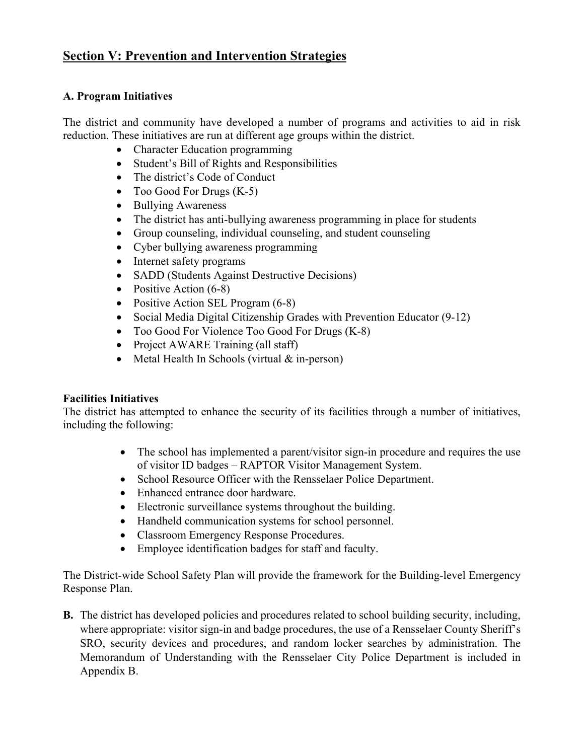## Section V: Prevention and Intervention Strategies

### A. Program Initiatives

The district and community have developed a number of programs and activities to aid in risk reduction. These initiatives are run at different age groups within the district.

- Character Education programming
- Student's Bill of Rights and Responsibilities
- The district's Code of Conduct
- Too Good For Drugs (K-5)
- Bullying Awareness
- The district has anti-bullying awareness programming in place for students
- Group counseling, individual counseling, and student counseling
- Cyber bullying awareness programming
- Internet safety programs
- SADD (Students Against Destructive Decisions)
- Positive Action (6-8)
- Positive Action SEL Program (6-8)
- Social Media Digital Citizenship Grades with Prevention Educator (9-12)
- Too Good For Violence Too Good For Drugs (K-8)
- Project AWARE Training (all staff)
- Metal Health In Schools (virtual & in-person)

### Facilities Initiatives

The district has attempted to enhance the security of its facilities through a number of initiatives, including the following:

- The school has implemented a parent/visitor sign-in procedure and requires the use of visitor ID badges – RAPTOR Visitor Management System.
- School Resource Officer with the Rensselaer Police Department.
- Enhanced entrance door hardware.
- Electronic surveillance systems throughout the building.
- Handheld communication systems for school personnel.
- Classroom Emergency Response Procedures.
- Employee identification badges for staff and faculty.

The District-wide School Safety Plan will provide the framework for the Building-level Emergency Response Plan.

**B.** The district has developed policies and procedures related to school building security, including, where appropriate: visitor sign-in and badge procedures, the use of a Rensselaer County Sheriff's SRO, security devices and procedures, and random locker searches by administration. The Memorandum of Understanding with the Rensselaer City Police Department is included in Appendix B.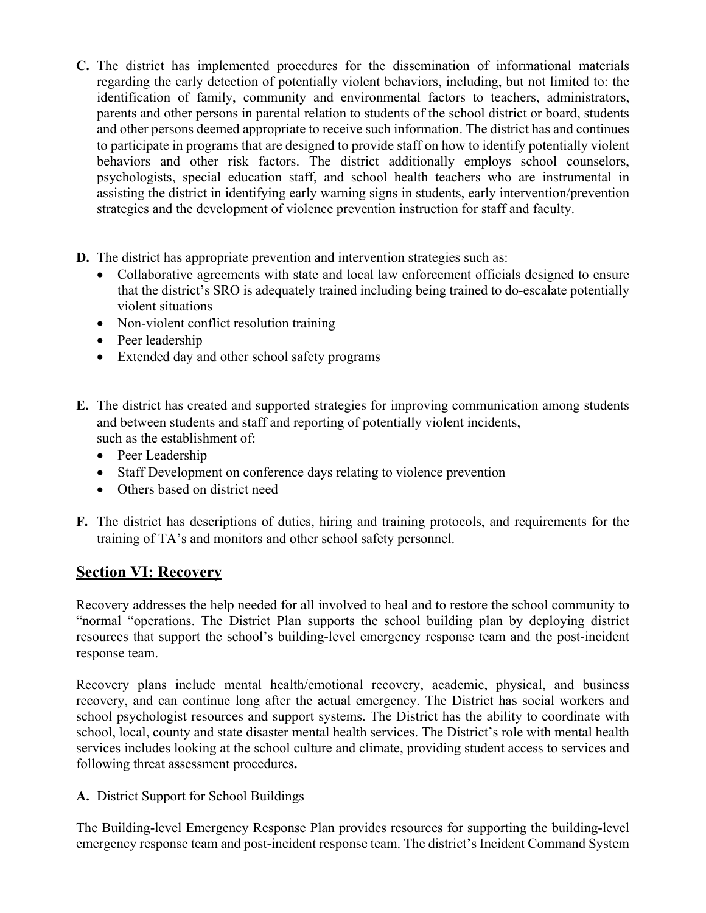**C.** The district has implemented procedures for the dissemination of informational materials regarding the early detection of potentially violent behaviors, including, but not limited to: the identification of family, community and environmental factors to teachers, administrators, parents and other persons in parental relation to students of the school district or board, students and other persons deemed appropriate to receive such information. The district has and continues to participate in programs that are designed to provide staff on how to identify potentially violent behaviors and other risk factors. The district additionally employs school counselors, psychologists, special education staff, and school health teachers who are instrumental in assisting the district in identifying early warning signs in students, early intervention/prevention strategies and the development of violence prevention instruction for staff and faculty.

**D.** The district has appropriate prevention and intervention strategies such as:

- Collaborative agreements with state and local law enforcement officials designed to ensure that the district's SRO is adequately trained including being trained to do-escalate potentially violent situations
- Non-violent conflict resolution training
- Peer leadership
- Extended day and other school safety programs

**E.** The district has created and supported strategies for improving communication among students and between students and staff and reporting of potentially violent incidents, such as the establishment of:

- Peer Leadership
- Staff Development on conference days relating to violence prevention
- Others based on district need

**F.** The district has descriptions of duties, hiring and training protocols, and requirements for the training of TA's and monitors and other school safety personnel.

## Section VI: Recovery

Recovery addresses the help needed for all involved to heal and to restore the school community to "normal "operations. The District Plan supports the school building plan by deploying district resources that support the school's building-level emergency response team and the post-incident response team.

Recovery plans include mental health/emotional recovery, academic, physical, and business recovery, and can continue long after the actual emergency. The District has social workers and school psychologist resources and support systems. The District has the ability to coordinate with school, local, county and state disaster mental health services. The District's role with mental health services includes looking at the school culture and climate, providing student access to services and following threat assessment procedures**.**

**A.** District Support for School Buildings

The Building-level Emergency Response Plan provides resources for supporting the building-level emergency response team and post-incident response team. The district's Incident Command System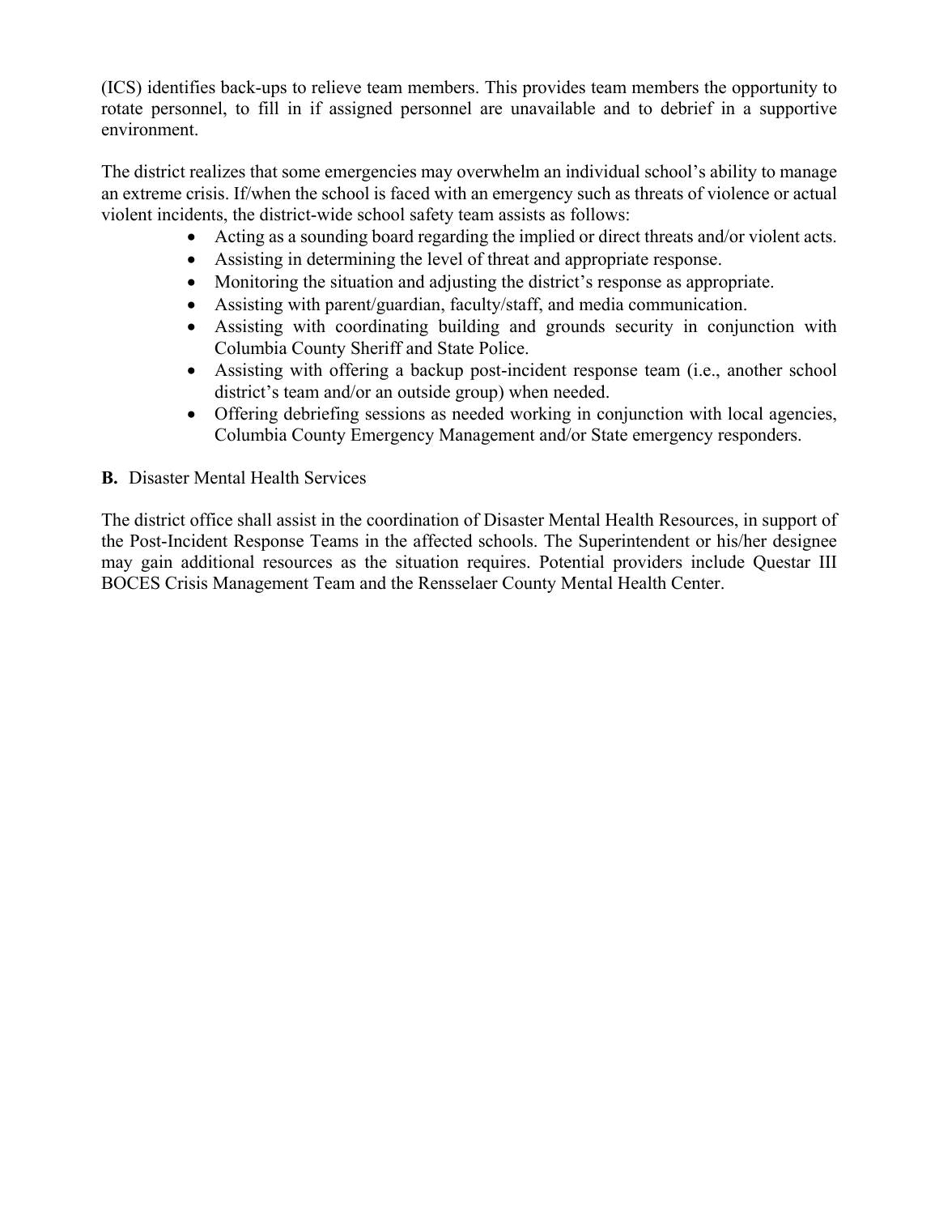(ICS) identifies back-ups to relieve team members. This provides team members the opportunity to rotate personnel, to fill in if assigned personnel are unavailable and to debrief in a supportive environment.

The district realizes that some emergencies may overwhelm an individual school's ability to manage an extreme crisis. If/when the school is faced with an emergency such as threats of violence or actual violent incidents, the district-wide school safety team assists as follows:

- Acting as a sounding board regarding the implied or direct threats and/or violent acts.
- Assisting in determining the level of threat and appropriate response.
- Monitoring the situation and adjusting the district's response as appropriate.
- Assisting with parent/guardian, faculty/staff, and media communication.
- Assisting with coordinating building and grounds security in conjunction with Columbia County Sheriff and State Police.
- Assisting with offering a backup post-incident response team (i.e., another school district's team and/or an outside group) when needed.
- Offering debriefing sessions as needed working in conjunction with local agencies, Columbia County Emergency Management and/or State emergency responders.

**B.** Disaster Mental Health Services

The district office shall assist in the coordination of Disaster Mental Health Resources, in support of the Post-Incident Response Teams in the affected schools. The Superintendent or his/her designee may gain additional resources as the situation requires. Potential providers include Questar III BOCES Crisis Management Team and the Rensselaer County Mental Health Center.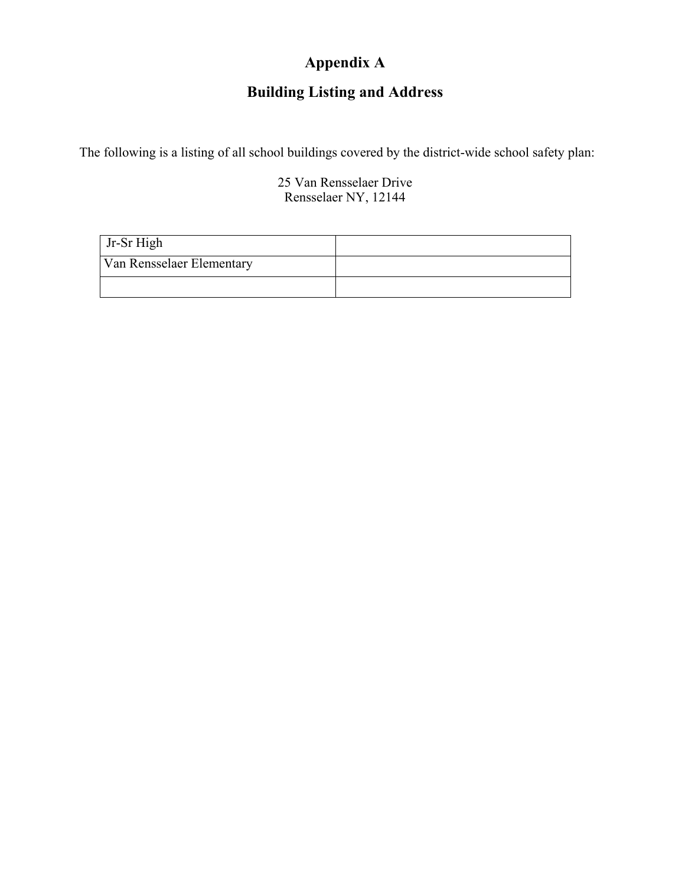# Appendix A

## Building Listing and Address

The following is a listing of all school buildings covered by the district-wide school safety plan:

25 Van Rensselaer Drive
Rensselaer NY, 12144

| | |
|---|---|
| Jr-Sr High | |
| Van Rensselaer Elementary | |
| | |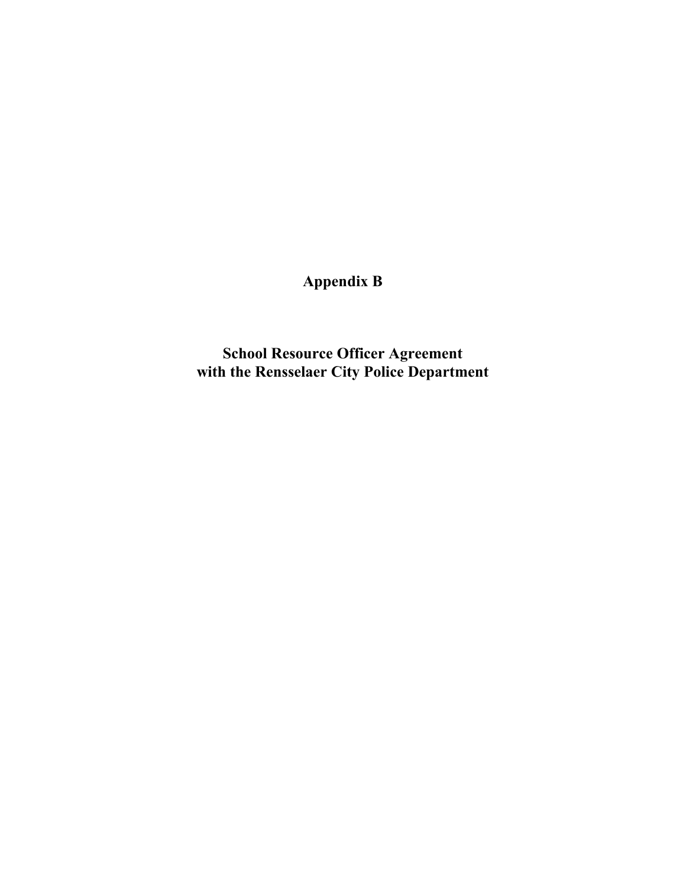# Appendix B

# School Resource Officer Agreement with the Rensselaer City Police Department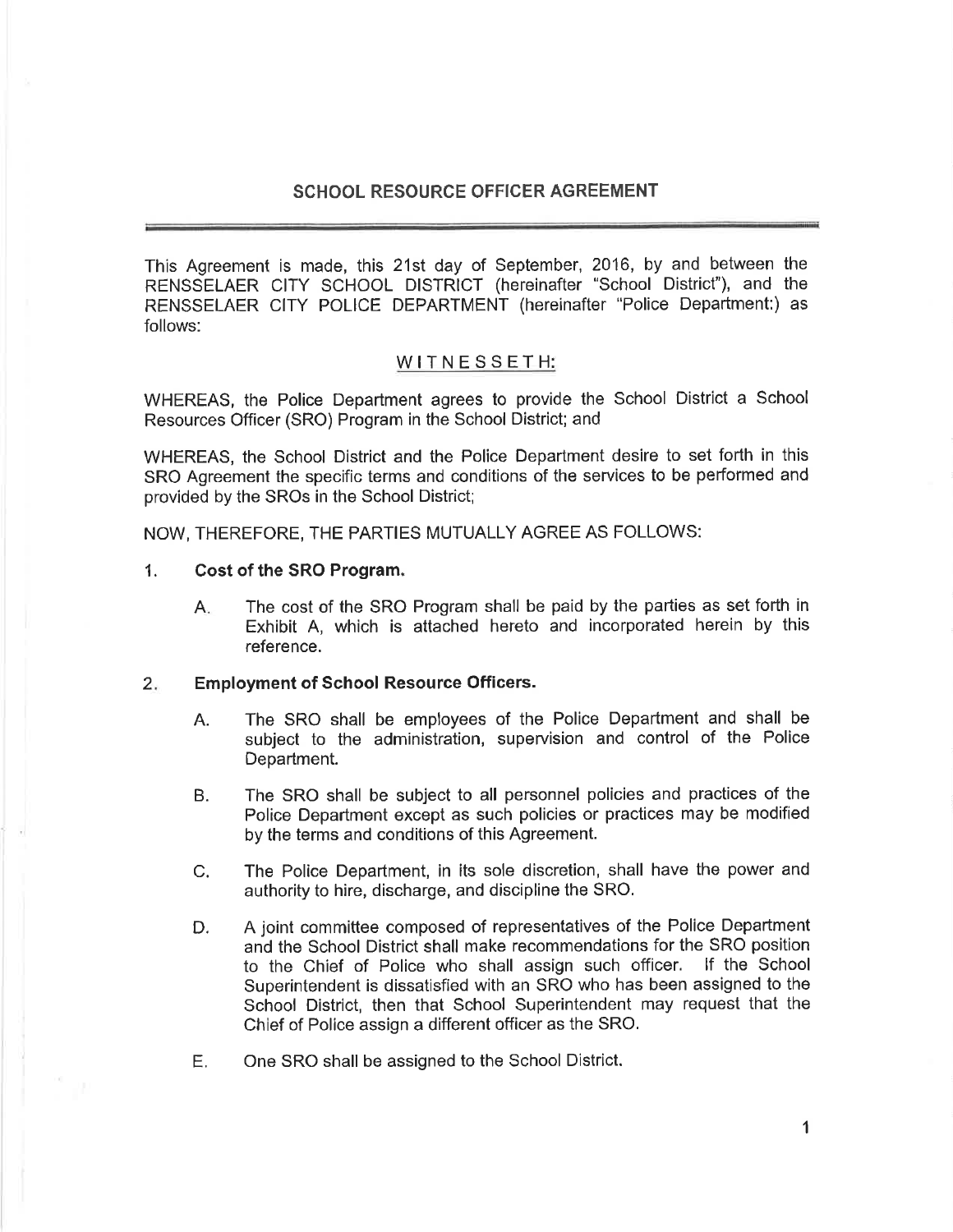## SCHOOL RESOURCE OFFICER AGREEMENT

This Agreement is made, this 21st day of September, 2016, by and between the RENSSELAER CITY SCHOOL DISTRICT (hereinafter "School District"), and the RENSSELAER CITY POLICE DEPARTMENT (hereinafter "Police Department:) as follows:

WITNESSETH:

WHEREAS, the Police Department agrees to provide the School District a School Resources Officer (SRO) Program in the School District; and

WHEREAS, the School District and the Police Department desire to set forth in this SRO Agreement the specific terms and conditions of the services to be performed and provided by the SROs in the School District;

NOW, THEREFORE, THE PARTIES MUTUALLY AGREE AS FOLLOWS:

1. **Cost of the SRO Program.**

   A. The cost of the SRO Program shall be paid by the parties as set forth in Exhibit A, which is attached hereto and incorporated herein by this reference.

2. **Employment of School Resource Officers.**

   A. The SRO shall be employees of the Police Department and shall be subject to the administration, supervision and control of the Police Department.

   B. The SRO shall be subject to all personnel policies and practices of the Police Department except as such policies or practices may be modified by the terms and conditions of this Agreement.

   C. The Police Department, in its sole discretion, shall have the power and authority to hire, discharge, and discipline the SRO.

   D. A joint committee composed of representatives of the Police Department and the School District shall make recommendations for the SRO position to the Chief of Police who shall assign such officer. If the School Superintendent is dissatisfied with an SRO who has been assigned to the School District, then that School Superintendent may request that the Chief of Police assign a different officer as the SRO.

   E. One SRO shall be assigned to the School District.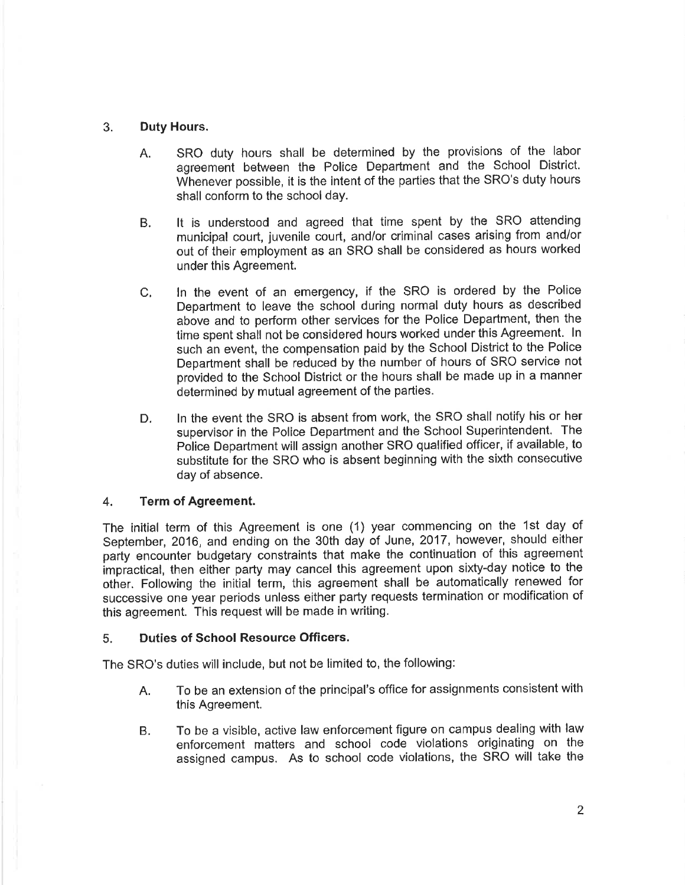## 3. Duty Hours.

A. SRO duty hours shall be determined by the provisions of the labor agreement between the Police Department and the School District. Whenever possible, it is the intent of the parties that the SRO's duty hours shall conform to the school day.

B. It is understood and agreed that time spent by the SRO attending municipal court, juvenile court, and/or criminal cases arising from and/or out of their employment as an SRO shall be considered as hours worked under this Agreement.

C. In the event of an emergency, if the SRO is ordered by the Police Department to leave the school during normal duty hours as described above and to perform other services for the Police Department, then the time spent shall not be considered hours worked under this Agreement. In such an event, the compensation paid by the School District to the Police Department shall be reduced by the number of hours of SRO service not provided to the School District or the hours shall be made up in a manner determined by mutual agreement of the parties.

D. In the event the SRO is absent from work, the SRO shall notify his or her supervisor in the Police Department and the School Superintendent. The Police Department will assign another SRO qualified officer, if available, to substitute for the SRO who is absent beginning with the sixth consecutive day of absence.

## 4. Term of Agreement.

The initial term of this Agreement is one (1) year commencing on the 1st day of September, 2016, and ending on the 30th day of June, 2017, however, should either party encounter budgetary constraints that make the continuation of this agreement impractical, then either party may cancel this agreement upon sixty-day notice to the other. Following the initial term, this agreement shall be automatically renewed for successive one year periods unless either party requests termination or modification of this agreement. This request will be made in writing.

## 5. Duties of School Resource Officers.

The SRO's duties will include, but not be limited to, the following:

A. To be an extension of the principal's office for assignments consistent with this Agreement.

B. To be a visible, active law enforcement figure on campus dealing with law enforcement matters and school code violations originating on the assigned campus. As to school code violations, the SRO will take the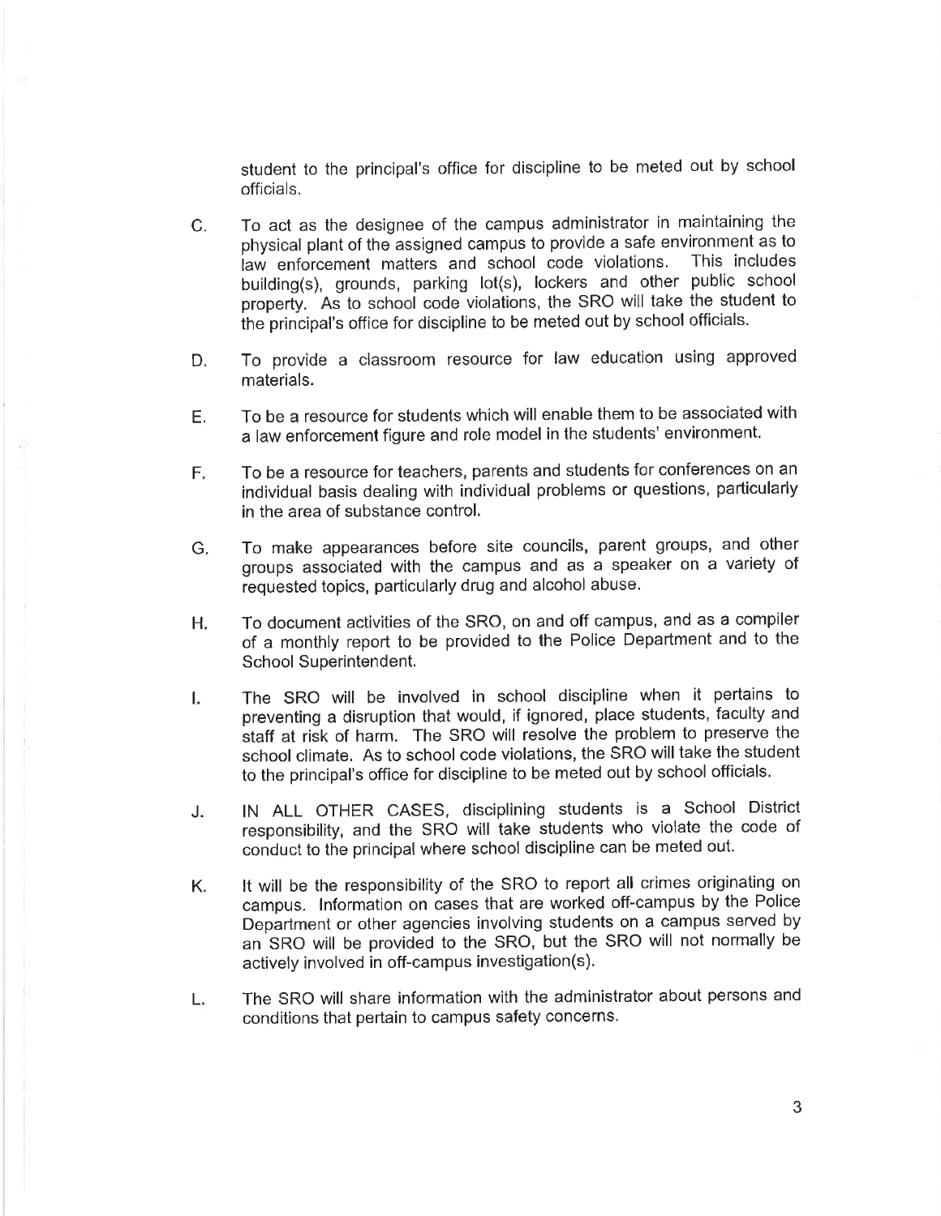student to the principal's office for discipline to be meted out by school officials.

C. To act as the designee of the campus administrator in maintaining the physical plant of the assigned campus to provide a safe environment as to law enforcement matters and school code violations. This includes building(s), grounds, parking lot(s), lockers and other public school property. As to school code violations, the SRO will take the student to the principal's office for discipline to be meted out by school officials.

D. To provide a classroom resource for law education using approved materials.

E. To be a resource for students which will enable them to be associated with a law enforcement figure and role model in the students' environment.

F. To be a resource for teachers, parents and students for conferences on an individual basis dealing with individual problems or questions, particularly in the area of substance control.

G. To make appearances before site councils, parent groups, and other groups associated with the campus and as a speaker on a variety of requested topics, particularly drug and alcohol abuse.

H. To document activities of the SRO, on and off campus, and as a compiler of a monthly report to be provided to the Police Department and to the School Superintendent.

I. The SRO will be involved in school discipline when it pertains to preventing a disruption that would, if ignored, place students, faculty and staff at risk of harm. The SRO will resolve the problem to preserve the school climate. As to school code violations, the SRO will take the student to the principal's office for discipline to be meted out by school officials.

J. IN ALL OTHER CASES, disciplining students is a School District responsibility, and the SRO will take students who violate the code of conduct to the principal where school discipline can be meted out.

K. It will be the responsibility of the SRO to report all crimes originating on campus. Information on cases that are worked off-campus by the Police Department or other agencies involving students on a campus served by an SRO will be provided to the SRO, but the SRO will not normally be actively involved in off-campus investigation(s).

L. The SRO will share information with the administrator about persons and conditions that pertain to campus safety concerns.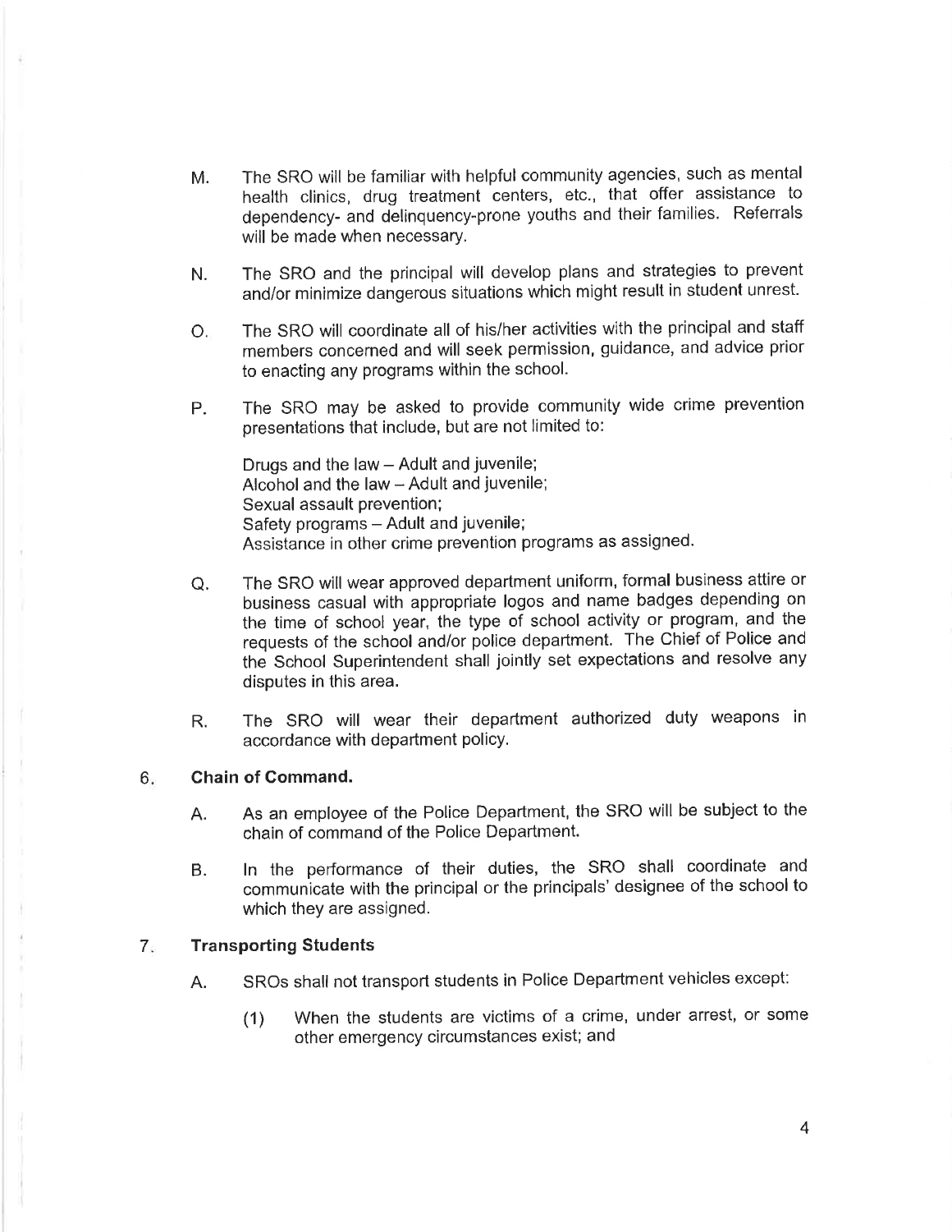M. The SRO will be familiar with helpful community agencies, such as mental health clinics, drug treatment centers, etc., that offer assistance to dependency- and delinquency-prone youths and their families. Referrals will be made when necessary.

N. The SRO and the principal will develop plans and strategies to prevent and/or minimize dangerous situations which might result in student unrest.

O. The SRO will coordinate all of his/her activities with the principal and staff members concerned and will seek permission, guidance, and advice prior to enacting any programs within the school.

P. The SRO may be asked to provide community wide crime prevention presentations that include, but are not limited to:

Drugs and the law – Adult and juvenile;
Alcohol and the law – Adult and juvenile;
Sexual assault prevention;
Safety programs – Adult and juvenile;
Assistance in other crime prevention programs as assigned.

Q. The SRO will wear approved department uniform, formal business attire or business casual with appropriate logos and name badges depending on the time of school year, the type of school activity or program, and the requests of the school and/or police department. The Chief of Police and the School Superintendent shall jointly set expectations and resolve any disputes in this area.

R. The SRO will wear their department authorized duty weapons in accordance with department policy.

6. **Chain of Command.**

A. As an employee of the Police Department, the SRO will be subject to the chain of command of the Police Department.

B. In the performance of their duties, the SRO shall coordinate and communicate with the principal or the principals' designee of the school to which they are assigned.

7. **Transporting Students**

A. SROs shall not transport students in Police Department vehicles except:

(1) When the students are victims of a crime, under arrest, or some other emergency circumstances exist; and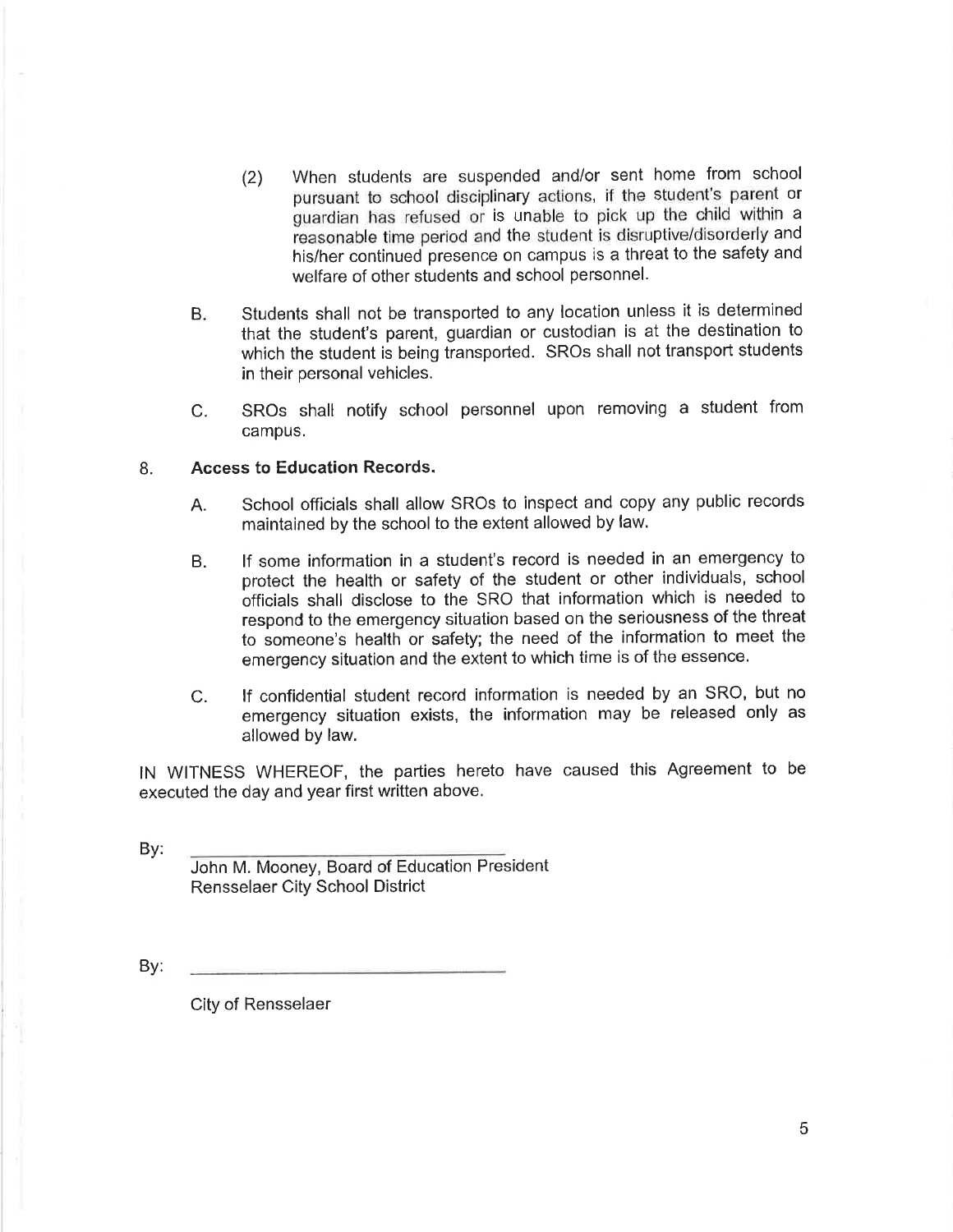(2) When students are suspended and/or sent home from school pursuant to school disciplinary actions, if the student's parent or guardian has refused or is unable to pick up the child within a reasonable time period and the student is disruptive/disorderly and his/her continued presence on campus is a threat to the safety and welfare of other students and school personnel.

B. Students shall not be transported to any location unless it is determined that the student's parent, guardian or custodian is at the destination to which the student is being transported. SROs shall not transport students in their personal vehicles.

C. SROs shall notify school personnel upon removing a student from campus.

8. **Access to Education Records.**

A. School officials shall allow SROs to inspect and copy any public records maintained by the school to the extent allowed by law.

B. If some information in a student's record is needed in an emergency to protect the health or safety of the student or other individuals, school officials shall disclose to the SRO that information which is needed to respond to the emergency situation based on the seriousness of the threat to someone's health or safety; the need of the information to meet the emergency situation and the extent to which time is of the essence.

C. If confidential student record information is needed by an SRO, but no emergency situation exists, the information may be released only as allowed by law.

IN WITNESS WHEREOF, the parties hereto have caused this Agreement to be executed the day and year first written above.

By: \_\_\_\_\_\_\_\_\_\_\_\_\_\_\_\_\_\_\_\_\_\_\_\_\_\_\_\_\_\_
John M. Mooney, Board of Education President
Rensselaer City School District

By: \_\_\_\_\_\_\_\_\_\_\_\_\_\_\_\_\_\_\_\_\_\_\_\_\_\_\_\_\_\_

City of Rensselaer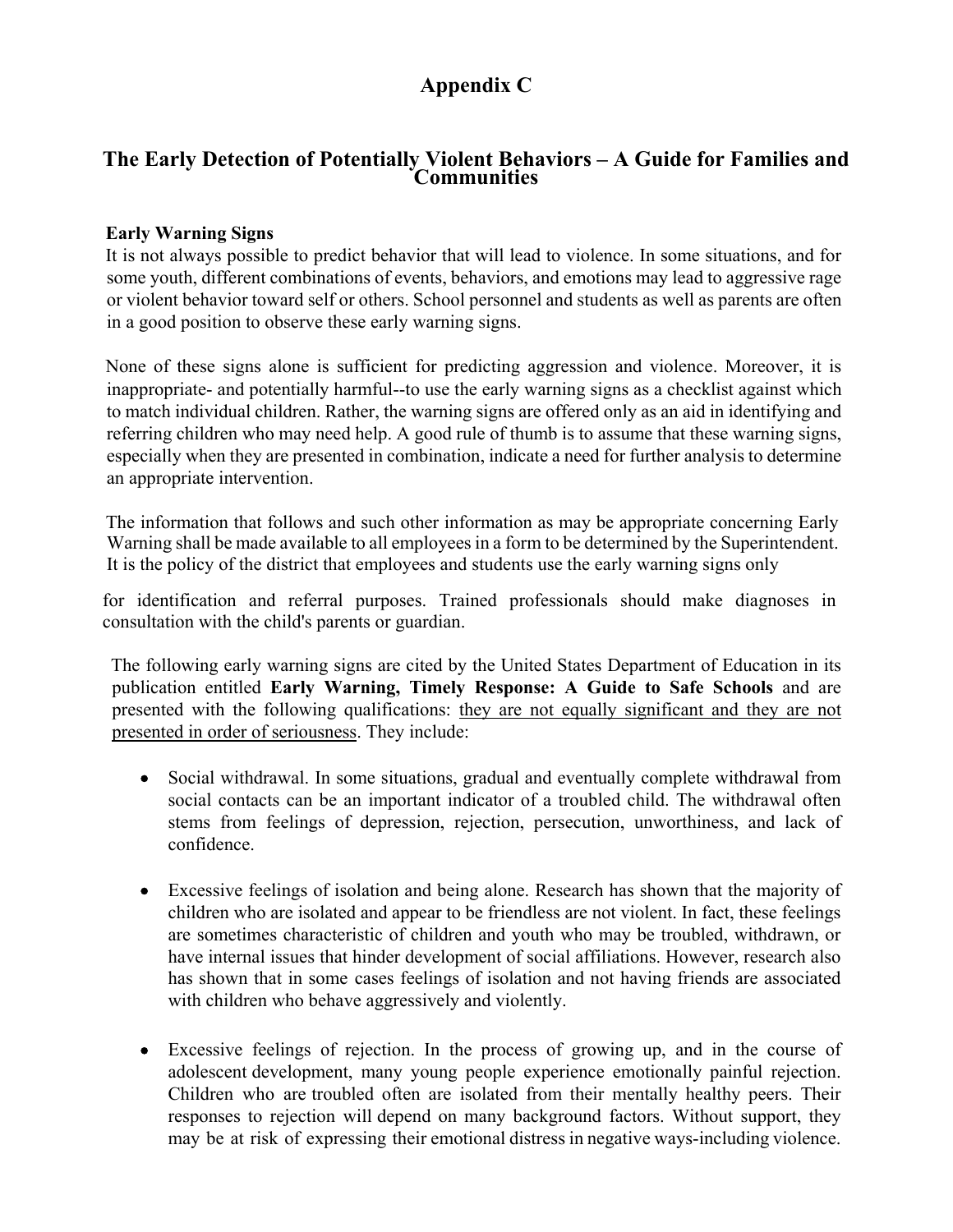# Appendix C

## The Early Detection of Potentially Violent Behaviors – A Guide for Families and Communities

**Early Warning Signs**

It is not always possible to predict behavior that will lead to violence. In some situations, and for some youth, different combinations of events, behaviors, and emotions may lead to aggressive rage or violent behavior toward self or others. School personnel and students as well as parents are often in a good position to observe these early warning signs.

None of these signs alone is sufficient for predicting aggression and violence. Moreover, it is inappropriate- and potentially harmful--to use the early warning signs as a checklist against which to match individual children. Rather, the warning signs are offered only as an aid in identifying and referring children who may need help. A good rule of thumb is to assume that these warning signs, especially when they are presented in combination, indicate a need for further analysis to determine an appropriate intervention.

The information that follows and such other information as may be appropriate concerning Early Warning shall be made available to all employees in a form to be determined by the Superintendent. It is the policy of the district that employees and students use the early warning signs only for identification and referral purposes. Trained professionals should make diagnoses in consultation with the child's parents or guardian.

The following early warning signs are cited by the United States Department of Education in its publication entitled **Early Warning, Timely Response: A Guide to Safe Schools** and are presented with the following qualifications: <u>they are not equally significant and they are not presented in order of seriousness</u>. They include:

- Social withdrawal. In some situations, gradual and eventually complete withdrawal from social contacts can be an important indicator of a troubled child. The withdrawal often stems from feelings of depression, rejection, persecution, unworthiness, and lack of confidence.

- Excessive feelings of isolation and being alone. Research has shown that the majority of children who are isolated and appear to be friendless are not violent. In fact, these feelings are sometimes characteristic of children and youth who may be troubled, withdrawn, or have internal issues that hinder development of social affiliations. However, research also has shown that in some cases feelings of isolation and not having friends are associated with children who behave aggressively and violently.

- Excessive feelings of rejection. In the process of growing up, and in the course of adolescent development, many young people experience emotionally painful rejection. Children who are troubled often are isolated from their mentally healthy peers. Their responses to rejection will depend on many background factors. Without support, they may be at risk of expressing their emotional distress in negative ways-including violence.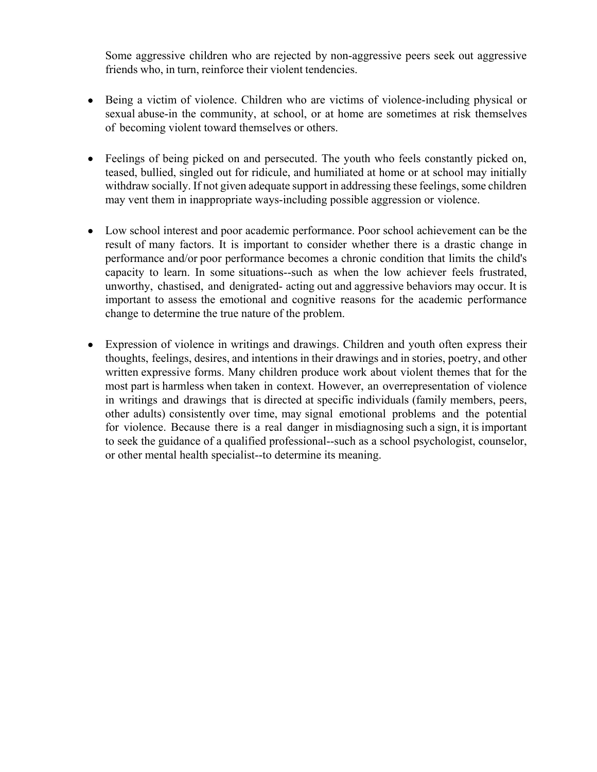Some aggressive children who are rejected by non-aggressive peers seek out aggressive friends who, in turn, reinforce their violent tendencies.

- Being a victim of violence. Children who are victims of violence-including physical or sexual abuse-in the community, at school, or at home are sometimes at risk themselves of becoming violent toward themselves or others.

- Feelings of being picked on and persecuted. The youth who feels constantly picked on, teased, bullied, singled out for ridicule, and humiliated at home or at school may initially withdraw socially. If not given adequate support in addressing these feelings, some children may vent them in inappropriate ways-including possible aggression or violence.

- Low school interest and poor academic performance. Poor school achievement can be the result of many factors. It is important to consider whether there is a drastic change in performance and/or poor performance becomes a chronic condition that limits the child's capacity to learn. In some situations--such as when the low achiever feels frustrated, unworthy, chastised, and denigrated- acting out and aggressive behaviors may occur. It is important to assess the emotional and cognitive reasons for the academic performance change to determine the true nature of the problem.

- Expression of violence in writings and drawings. Children and youth often express their thoughts, feelings, desires, and intentions in their drawings and in stories, poetry, and other written expressive forms. Many children produce work about violent themes that for the most part is harmless when taken in context. However, an overrepresentation of violence in writings and drawings that is directed at specific individuals (family members, peers, other adults) consistently over time, may signal emotional problems and the potential for violence. Because there is a real danger in misdiagnosing such a sign, it is important to seek the guidance of a qualified professional--such as a school psychologist, counselor, or other mental health specialist--to determine its meaning.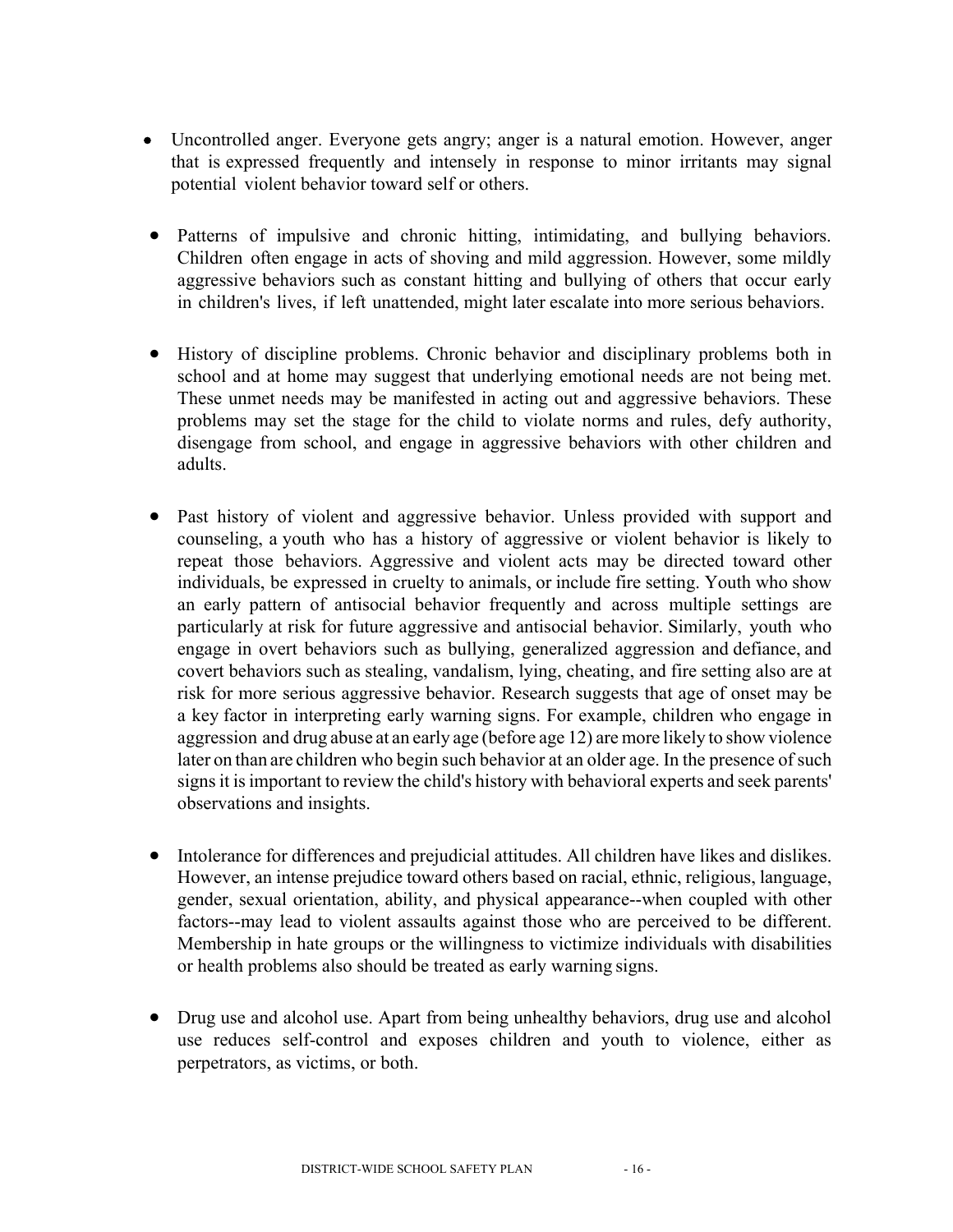- Uncontrolled anger. Everyone gets angry; anger is a natural emotion. However, anger that is expressed frequently and intensely in response to minor irritants may signal potential violent behavior toward self or others.

- Patterns of impulsive and chronic hitting, intimidating, and bullying behaviors. Children often engage in acts of shoving and mild aggression. However, some mildly aggressive behaviors such as constant hitting and bullying of others that occur early in children's lives, if left unattended, might later escalate into more serious behaviors.

- History of discipline problems. Chronic behavior and disciplinary problems both in school and at home may suggest that underlying emotional needs are not being met. These unmet needs may be manifested in acting out and aggressive behaviors. These problems may set the stage for the child to violate norms and rules, defy authority, disengage from school, and engage in aggressive behaviors with other children and adults.

- Past history of violent and aggressive behavior. Unless provided with support and counseling, a youth who has a history of aggressive or violent behavior is likely to repeat those behaviors. Aggressive and violent acts may be directed toward other individuals, be expressed in cruelty to animals, or include fire setting. Youth who show an early pattern of antisocial behavior frequently and across multiple settings are particularly at risk for future aggressive and antisocial behavior. Similarly, youth who engage in overt behaviors such as bullying, generalized aggression and defiance, and covert behaviors such as stealing, vandalism, lying, cheating, and fire setting also are at risk for more serious aggressive behavior. Research suggests that age of onset may be a key factor in interpreting early warning signs. For example, children who engage in aggression and drug abuse at an early age (before age 12) are more likely to show violence later on than are children who begin such behavior at an older age. In the presence of such signs it is important to review the child's history with behavioral experts and seek parents' observations and insights.

- Intolerance for differences and prejudicial attitudes. All children have likes and dislikes. However, an intense prejudice toward others based on racial, ethnic, religious, language, gender, sexual orientation, ability, and physical appearance--when coupled with other factors--may lead to violent assaults against those who are perceived to be different. Membership in hate groups or the willingness to victimize individuals with disabilities or health problems also should be treated as early warning signs.

- Drug use and alcohol use. Apart from being unhealthy behaviors, drug use and alcohol use reduces self-control and exposes children and youth to violence, either as perpetrators, as victims, or both.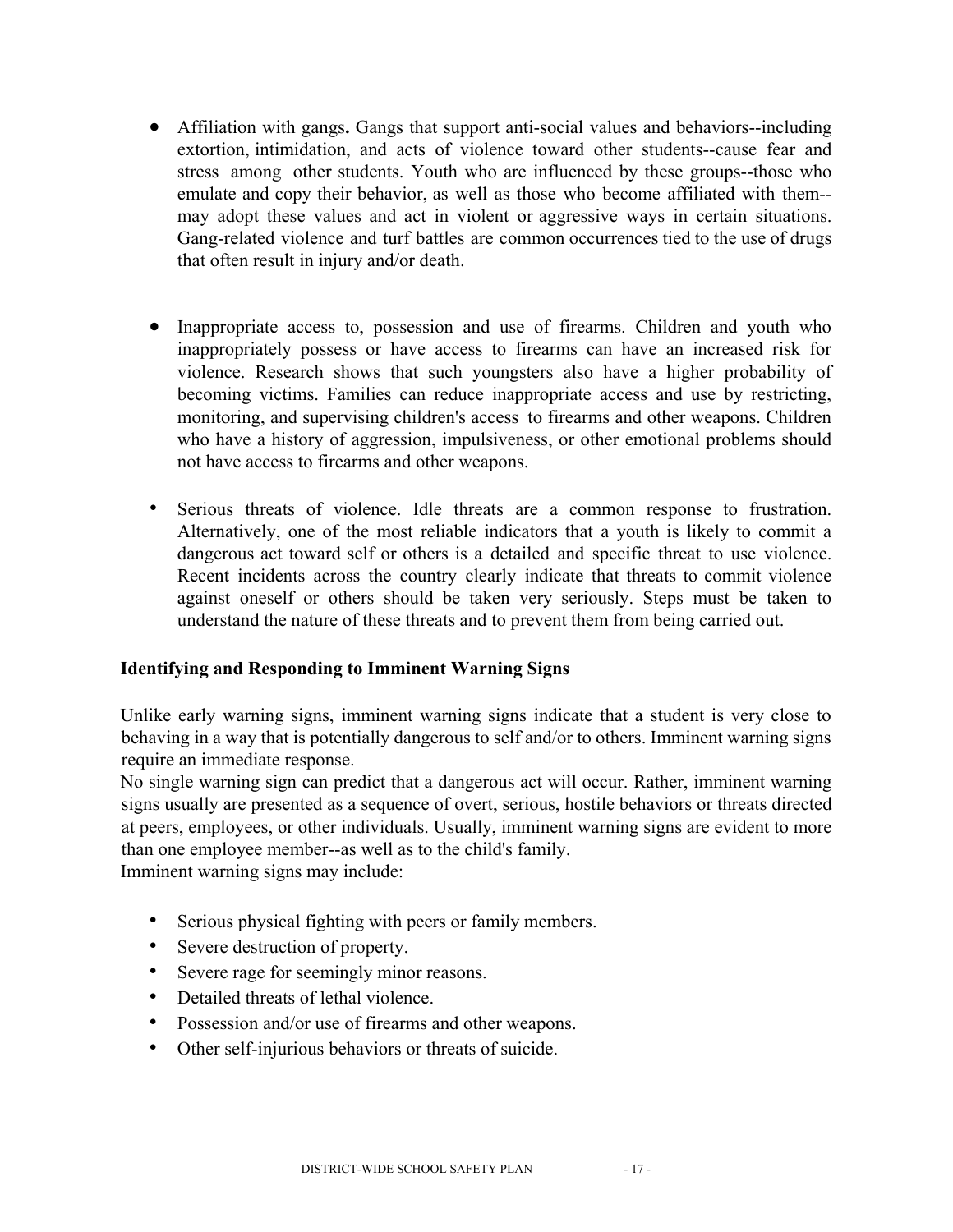- Affiliation with gangs**.** Gangs that support anti-social values and behaviors--including extortion, intimidation, and acts of violence toward other students--cause fear and stress among other students. Youth who are influenced by these groups--those who emulate and copy their behavior, as well as those who become affiliated with them--may adopt these values and act in violent or aggressive ways in certain situations. Gang-related violence and turf battles are common occurrences tied to the use of drugs that often result in injury and/or death.

- Inappropriate access to, possession and use of firearms. Children and youth who inappropriately possess or have access to firearms can have an increased risk for violence. Research shows that such youngsters also have a higher probability of becoming victims. Families can reduce inappropriate access and use by restricting, monitoring, and supervising children's access to firearms and other weapons. Children who have a history of aggression, impulsiveness, or other emotional problems should not have access to firearms and other weapons.

- Serious threats of violence. Idle threats are a common response to frustration. Alternatively, one of the most reliable indicators that a youth is likely to commit a dangerous act toward self or others is a detailed and specific threat to use violence. Recent incidents across the country clearly indicate that threats to commit violence against oneself or others should be taken very seriously. Steps must be taken to understand the nature of these threats and to prevent them from being carried out.

### Identifying and Responding to Imminent Warning Signs

Unlike early warning signs, imminent warning signs indicate that a student is very close to behaving in a way that is potentially dangerous to self and/or to others. Imminent warning signs require an immediate response.

No single warning sign can predict that a dangerous act will occur. Rather, imminent warning signs usually are presented as a sequence of overt, serious, hostile behaviors or threats directed at peers, employees, or other individuals. Usually, imminent warning signs are evident to more than one employee member--as well as to the child's family.

Imminent warning signs may include:

- Serious physical fighting with peers or family members.
- Severe destruction of property.
- Severe rage for seemingly minor reasons.
- Detailed threats of lethal violence.
- Possession and/or use of firearms and other weapons.
- Other self-injurious behaviors or threats of suicide.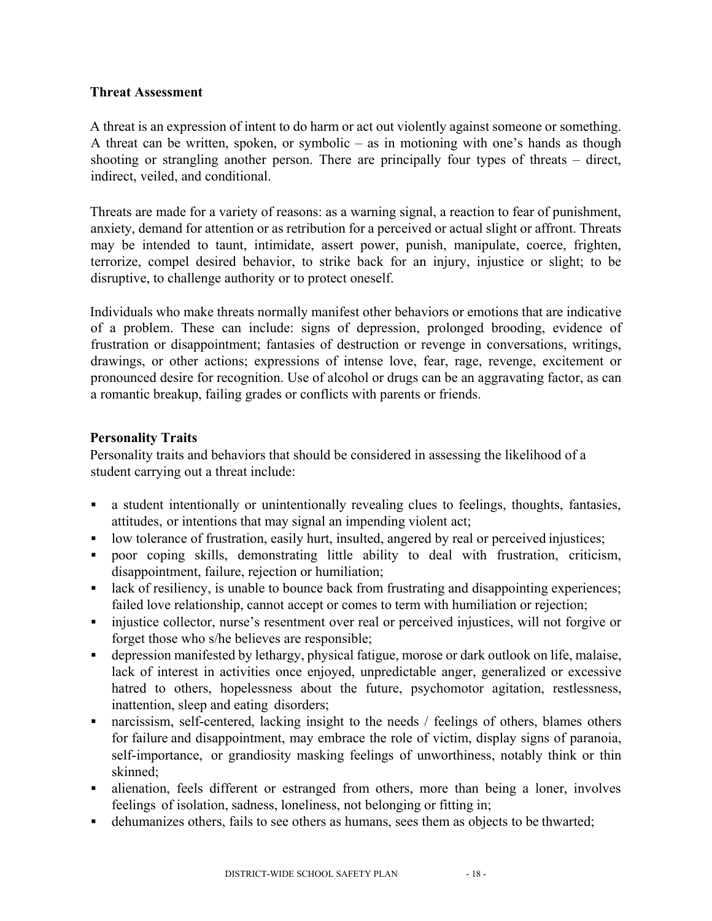## Threat Assessment

A threat is an expression of intent to do harm or act out violently against someone or something. A threat can be written, spoken, or symbolic – as in motioning with one's hands as though shooting or strangling another person. There are principally four types of threats – direct, indirect, veiled, and conditional.

Threats are made for a variety of reasons: as a warning signal, a reaction to fear of punishment, anxiety, demand for attention or as retribution for a perceived or actual slight or affront. Threats may be intended to taunt, intimidate, assert power, punish, manipulate, coerce, frighten, terrorize, compel desired behavior, to strike back for an injury, injustice or slight; to be disruptive, to challenge authority or to protect oneself.

Individuals who make threats normally manifest other behaviors or emotions that are indicative of a problem. These can include: signs of depression, prolonged brooding, evidence of frustration or disappointment; fantasies of destruction or revenge in conversations, writings, drawings, or other actions; expressions of intense love, fear, rage, revenge, excitement or pronounced desire for recognition. Use of alcohol or drugs can be an aggravating factor, as can a romantic breakup, failing grades or conflicts with parents or friends.

## Personality Traits

Personality traits and behaviors that should be considered in assessing the likelihood of a student carrying out a threat include:

- a student intentionally or unintentionally revealing clues to feelings, thoughts, fantasies, attitudes, or intentions that may signal an impending violent act;
- low tolerance of frustration, easily hurt, insulted, angered by real or perceived injustices;
- poor coping skills, demonstrating little ability to deal with frustration, criticism, disappointment, failure, rejection or humiliation;
- lack of resiliency, is unable to bounce back from frustrating and disappointing experiences; failed love relationship, cannot accept or comes to term with humiliation or rejection;
- injustice collector, nurse's resentment over real or perceived injustices, will not forgive or forget those who s/he believes are responsible;
- depression manifested by lethargy, physical fatigue, morose or dark outlook on life, malaise, lack of interest in activities once enjoyed, unpredictable anger, generalized or excessive hatred to others, hopelessness about the future, psychomotor agitation, restlessness, inattention, sleep and eating disorders;
- narcissism, self-centered, lacking insight to the needs / feelings of others, blames others for failure and disappointment, may embrace the role of victim, display signs of paranoia, self-importance, or grandiosity masking feelings of unworthiness, notably think or thin skinned;
- alienation, feels different or estranged from others, more than being a loner, involves feelings of isolation, sadness, loneliness, not belonging or fitting in;
- dehumanizes others, fails to see others as humans, sees them as objects to be thwarted;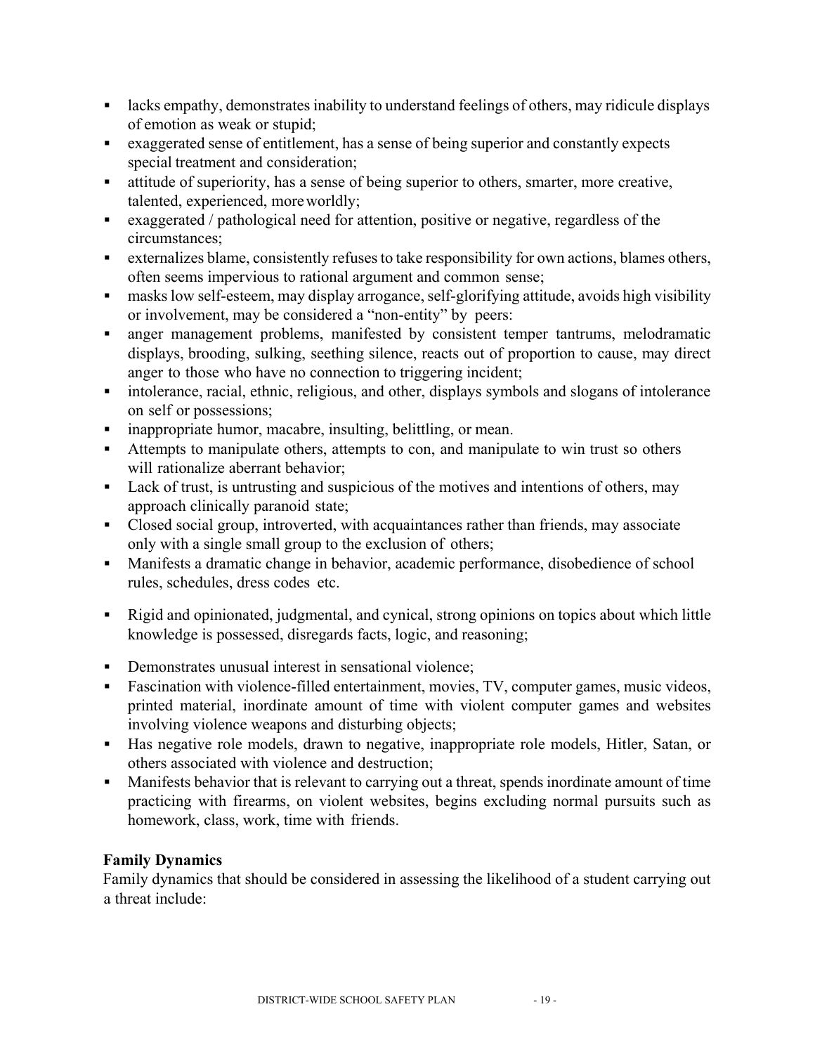- lacks empathy, demonstrates inability to understand feelings of others, may ridicule displays of emotion as weak or stupid;
- exaggerated sense of entitlement, has a sense of being superior and constantly expects special treatment and consideration;
- attitude of superiority, has a sense of being superior to others, smarter, more creative, talented, experienced, more worldly;
- exaggerated / pathological need for attention, positive or negative, regardless of the circumstances;
- externalizes blame, consistently refuses to take responsibility for own actions, blames others, often seems impervious to rational argument and common sense;
- masks low self-esteem, may display arrogance, self-glorifying attitude, avoids high visibility or involvement, may be considered a "non-entity" by peers:
- anger management problems, manifested by consistent temper tantrums, melodramatic displays, brooding, sulking, seething silence, reacts out of proportion to cause, may direct anger to those who have no connection to triggering incident;
- intolerance, racial, ethnic, religious, and other, displays symbols and slogans of intolerance on self or possessions;
- inappropriate humor, macabre, insulting, belittling, or mean.
- Attempts to manipulate others, attempts to con, and manipulate to win trust so others will rationalize aberrant behavior;
- Lack of trust, is untrusting and suspicious of the motives and intentions of others, may approach clinically paranoid state;
- Closed social group, introverted, with acquaintances rather than friends, may associate only with a single small group to the exclusion of others;
- Manifests a dramatic change in behavior, academic performance, disobedience of school rules, schedules, dress codes etc.
- Rigid and opinionated, judgmental, and cynical, strong opinions on topics about which little knowledge is possessed, disregards facts, logic, and reasoning;
- Demonstrates unusual interest in sensational violence;
- Fascination with violence-filled entertainment, movies, TV, computer games, music videos, printed material, inordinate amount of time with violent computer games and websites involving violence weapons and disturbing objects;
- Has negative role models, drawn to negative, inappropriate role models, Hitler, Satan, or others associated with violence and destruction;
- Manifests behavior that is relevant to carrying out a threat, spends inordinate amount of time practicing with firearms, on violent websites, begins excluding normal pursuits such as homework, class, work, time with friends.

**Family Dynamics**

Family dynamics that should be considered in assessing the likelihood of a student carrying out a threat include: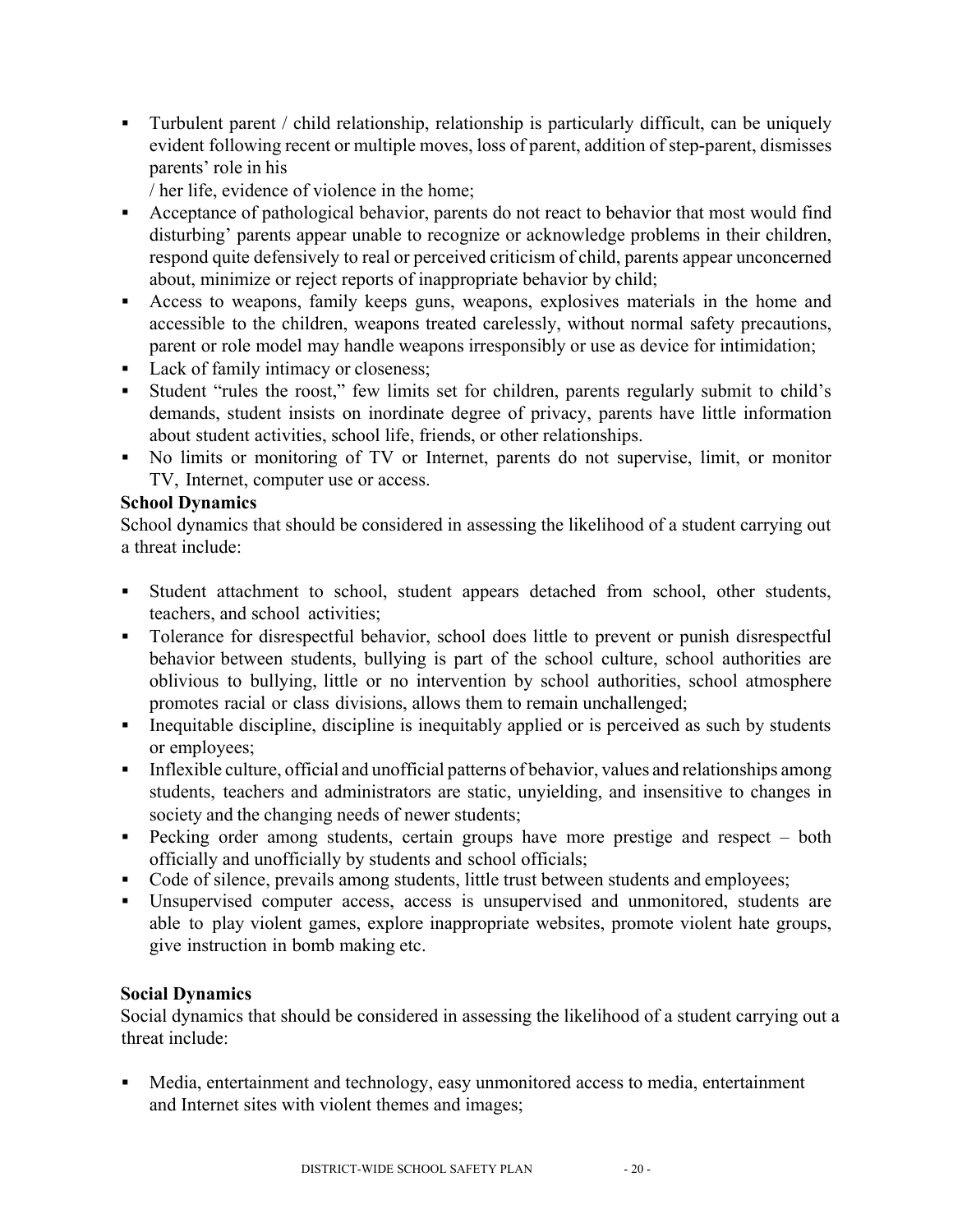- Turbulent parent / child relationship, relationship is particularly difficult, can be uniquely evident following recent or multiple moves, loss of parent, addition of step-parent, dismisses parents' role in his / her life, evidence of violence in the home;
- Acceptance of pathological behavior, parents do not react to behavior that most would find disturbing' parents appear unable to recognize or acknowledge problems in their children, respond quite defensively to real or perceived criticism of child, parents appear unconcerned about, minimize or reject reports of inappropriate behavior by child;
- Access to weapons, family keeps guns, weapons, explosives materials in the home and accessible to the children, weapons treated carelessly, without normal safety precautions, parent or role model may handle weapons irresponsibly or use as device for intimidation;
- Lack of family intimacy or closeness;
- Student "rules the roost," few limits set for children, parents regularly submit to child's demands, student insists on inordinate degree of privacy, parents have little information about student activities, school life, friends, or other relationships.
- No limits or monitoring of TV or Internet, parents do not supervise, limit, or monitor TV, Internet, computer use or access.

**School Dynamics**

School dynamics that should be considered in assessing the likelihood of a student carrying out a threat include:

- Student attachment to school, student appears detached from school, other students, teachers, and school activities;
- Tolerance for disrespectful behavior, school does little to prevent or punish disrespectful behavior between students, bullying is part of the school culture, school authorities are oblivious to bullying, little or no intervention by school authorities, school atmosphere promotes racial or class divisions, allows them to remain unchallenged;
- Inequitable discipline, discipline is inequitably applied or is perceived as such by students or employees;
- Inflexible culture, official and unofficial patterns of behavior, values and relationships among students, teachers and administrators are static, unyielding, and insensitive to changes in society and the changing needs of newer students;
- Pecking order among students, certain groups have more prestige and respect – both officially and unofficially by students and school officials;
- Code of silence, prevails among students, little trust between students and employees;
- Unsupervised computer access, access is unsupervised and unmonitored, students are able to play violent games, explore inappropriate websites, promote violent hate groups, give instruction in bomb making etc.

**Social Dynamics**

Social dynamics that should be considered in assessing the likelihood of a student carrying out a threat include:

- Media, entertainment and technology, easy unmonitored access to media, entertainment and Internet sites with violent themes and images;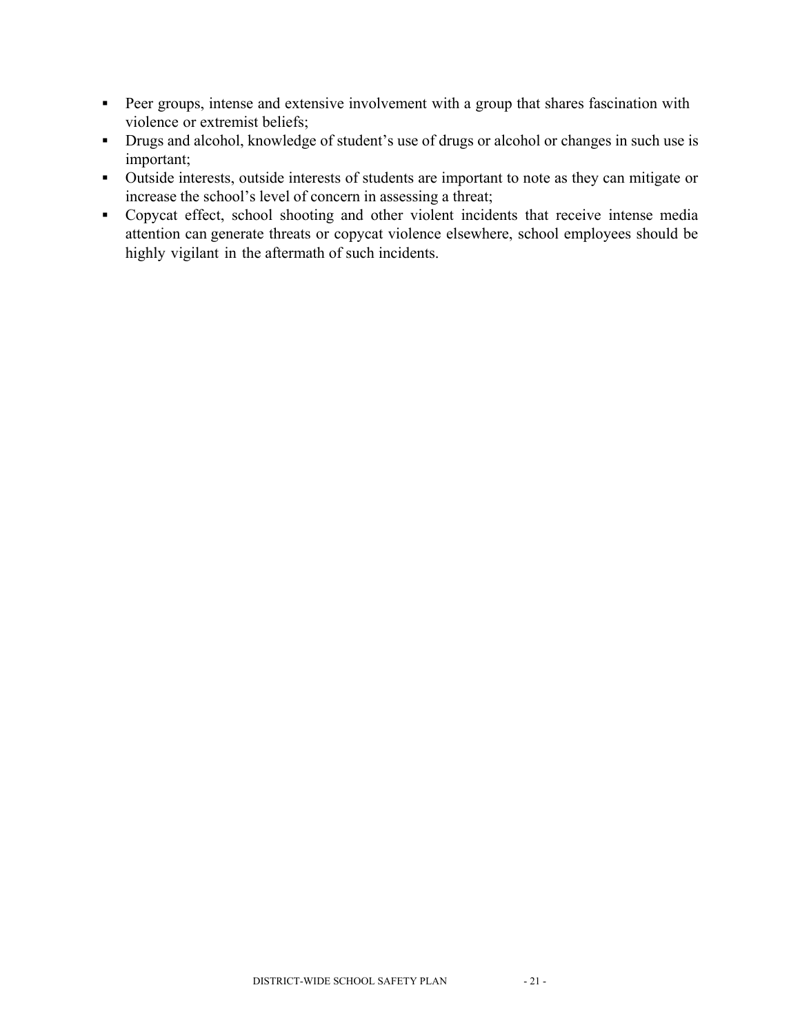- Peer groups, intense and extensive involvement with a group that shares fascination with violence or extremist beliefs;
- Drugs and alcohol, knowledge of student's use of drugs or alcohol or changes in such use is important;
- Outside interests, outside interests of students are important to note as they can mitigate or increase the school's level of concern in assessing a threat;
- Copycat effect, school shooting and other violent incidents that receive intense media attention can generate threats or copycat violence elsewhere, school employees should be highly vigilant in the aftermath of such incidents.